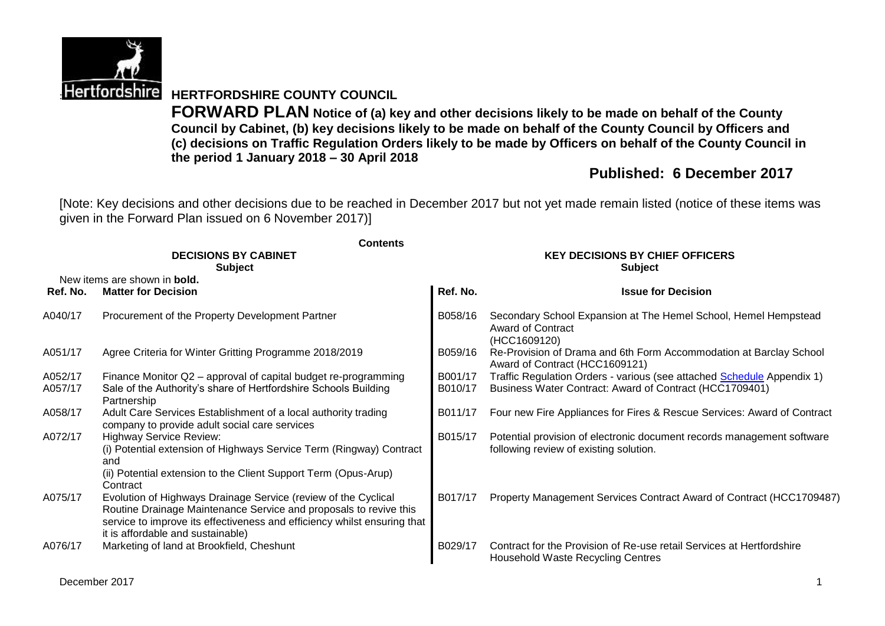# HERTFORDSHIRE COUNTY COUNCIL

**FORWARD PLAN Notice of (a) key and other decisions likely to be made on behalf of the County Council by Cabinet, (b) key decisions likely to be made on behalf of the County Council by Officers and (c) decisions on Traffic Regulation Orders likely to be made by Officers on behalf of the County Council in the period 1 January 2018 – 30 April 2018**

## Published: 6 December 2017

[Note: Key decisions and other decisions due to be reached in December 2017 but not yet made remain listed (notice of these items was given in the Forward Plan issued on 6 November 2017)]

**Contents**

New items are shown in **bold.**

| **DECISIONS BY CABINET** | | **KEY DECISIONS BY CHIEF OFFICERS** | |
|---|---|---|---|
| **Ref. No.** | **Matter for Decision** | **Ref. No.** | **Issue for Decision** |
| A040/17 | Procurement of the Property Development Partner | B058/16 | Secondary School Expansion at The Hemel School, Hemel Hempstead Award of Contract (HCC1609120) |
| A051/17 | Agree Criteria for Winter Gritting Programme 2018/2019 | B059/16 | Re-Provision of Drama and 6th Form Accommodation at Barclay School Award of Contract (HCC1609121) |
| A052/17 | Finance Monitor Q2 – approval of capital budget re-programming | B001/17 | Traffic Regulation Orders - various (see attached Schedule Appendix 1) |
| A057/17 | Sale of the Authority's share of Hertfordshire Schools Building Partnership | B010/17 | Business Water Contract: Award of Contract (HCC1709401) |
| A058/17 | Adult Care Services Establishment of a local authority trading company to provide adult social care services | B011/17 | Four new Fire Appliances for Fires & Rescue Services: Award of Contract |
| A072/17 | Highway Service Review:<br>(i) Potential extension of Highways Service Term (Ringway) Contract and<br>(ii) Potential extension to the Client Support Term (Opus-Arup) Contract | B015/17 | Potential provision of electronic document records management software following review of existing solution. |
| A075/17 | Evolution of Highways Drainage Service (review of the Cyclical Routine Drainage Maintenance Service and proposals to revive this service to improve its effectiveness and efficiency whilst ensuring that it is affordable and sustainable) | B017/17 | Property Management Services Contract Award of Contract (HCC1709487) |
| A076/17 | Marketing of land at Brookfield, Cheshunt | B029/17 | Contract for the Provision of Re-use retail Services at Hertfordshire Household Waste Recycling Centres |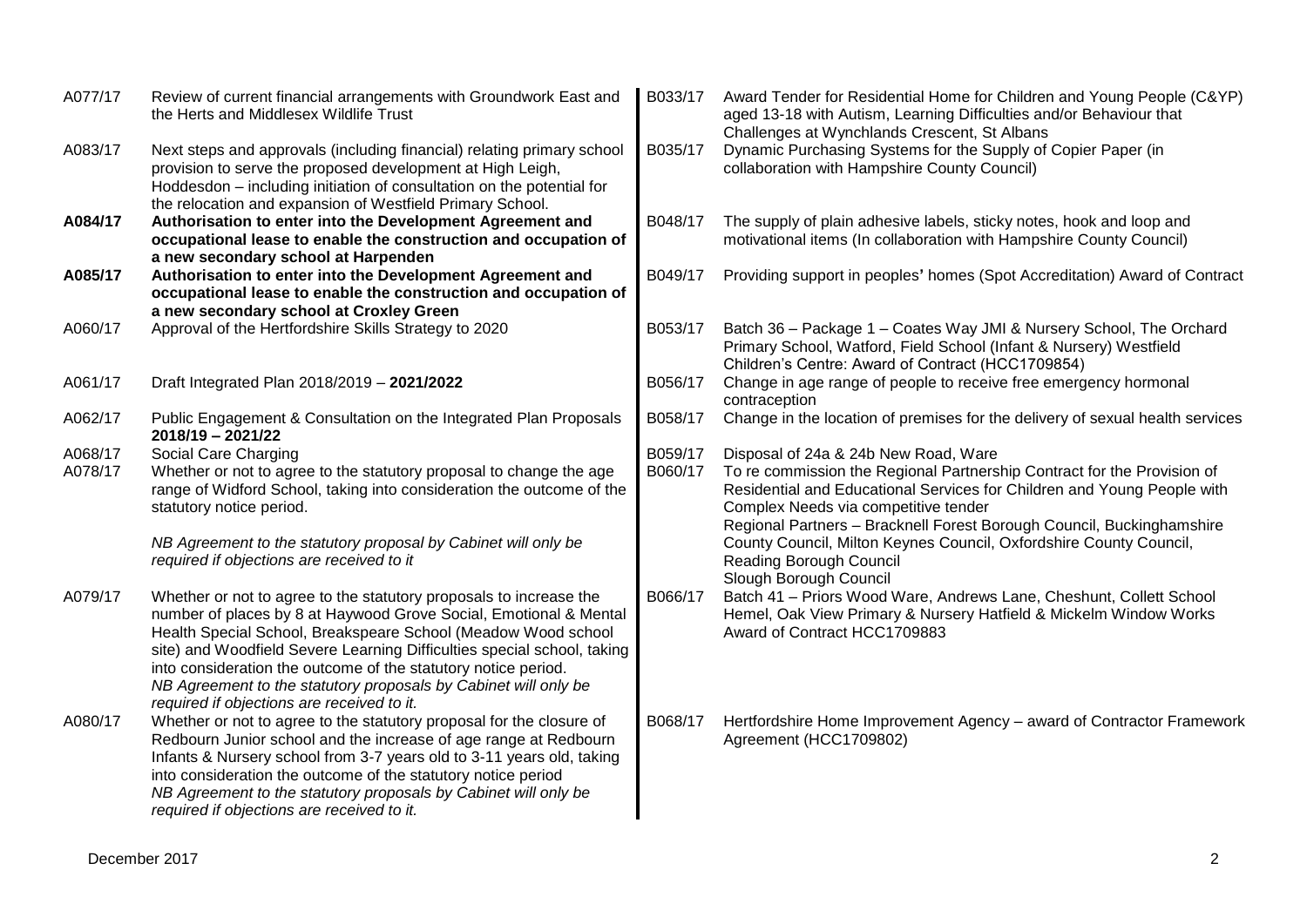A077/17 Review of current financial arrangements with Groundwork East and the Herts and Middlesex Wildlife Trust

A083/17 Next steps and approvals (including financial) relating primary school provision to serve the proposed development at High Leigh, Hoddesdon – including initiation of consultation on the potential for the relocation and expansion of Westfield Primary School.

**A084/17 Authorisation to enter into the Development Agreement and occupational lease to enable the construction and occupation of a new secondary school at Harpenden**

**A085/17 Authorisation to enter into the Development Agreement and occupational lease to enable the construction and occupation of a new secondary school at Croxley Green**

A060/17 Approval of the Hertfordshire Skills Strategy to 2020

A061/17 Draft Integrated Plan 2018/2019 – **2021/2022**

A062/17 Public Engagement & Consultation on the Integrated Plan Proposals **2018/19 – 2021/22**

A068/17 Social Care Charging

A078/17 Whether or not to agree to the statutory proposal to change the age range of Widford School, taking into consideration the outcome of the statutory notice period.

*NB Agreement to the statutory proposal by Cabinet will only be required if objections are received to it*

A079/17 Whether or not to agree to the statutory proposals to increase the number of places by 8 at Haywood Grove Social, Emotional & Mental Health Special School, Breakspeare School (Meadow Wood school site) and Woodfield Severe Learning Difficulties special school, taking into consideration the outcome of the statutory notice period.
*NB Agreement to the statutory proposals by Cabinet will only be required if objections are received to it.*

A080/17 Whether or not to agree to the statutory proposal for the closure of Redbourn Junior school and the increase of age range at Redbourn Infants & Nursery school from 3-7 years old to 3-11 years old, taking into consideration the outcome of the statutory notice period
*NB Agreement to the statutory proposals by Cabinet will only be required if objections are received to it.*

B033/17 Award Tender for Residential Home for Children and Young People (C&YP) aged 13-18 with Autism, Learning Difficulties and/or Behaviour that Challenges at Wynchlands Crescent, St Albans

B035/17 Dynamic Purchasing Systems for the Supply of Copier Paper (in collaboration with Hampshire County Council)

B048/17 The supply of plain adhesive labels, sticky notes, hook and loop and motivational items (In collaboration with Hampshire County Council)

B049/17 Providing support in peoples**'** homes (Spot Accreditation) Award of Contract

B053/17 Batch 36 – Package 1 – Coates Way JMI & Nursery School, The Orchard Primary School, Watford, Field School (Infant & Nursery) Westfield Children's Centre: Award of Contract (HCC1709854)

B056/17 Change in age range of people to receive free emergency hormonal contraception

B058/17 Change in the location of premises for the delivery of sexual health services

B059/17 Disposal of 24a & 24b New Road, Ware

B060/17 To re commission the Regional Partnership Contract for the Provision of Residential and Educational Services for Children and Young People with Complex Needs via competitive tender
Regional Partners – Bracknell Forest Borough Council, Buckinghamshire County Council, Milton Keynes Council, Oxfordshire County Council, Reading Borough Council
Slough Borough Council

B066/17 Batch 41 – Priors Wood Ware, Andrews Lane, Cheshunt, Collett School Hemel, Oak View Primary & Nursery Hatfield & Mickelm Window Works Award of Contract HCC1709883

B068/17 Hertfordshire Home Improvement Agency – award of Contractor Framework Agreement (HCC1709802)

December 2017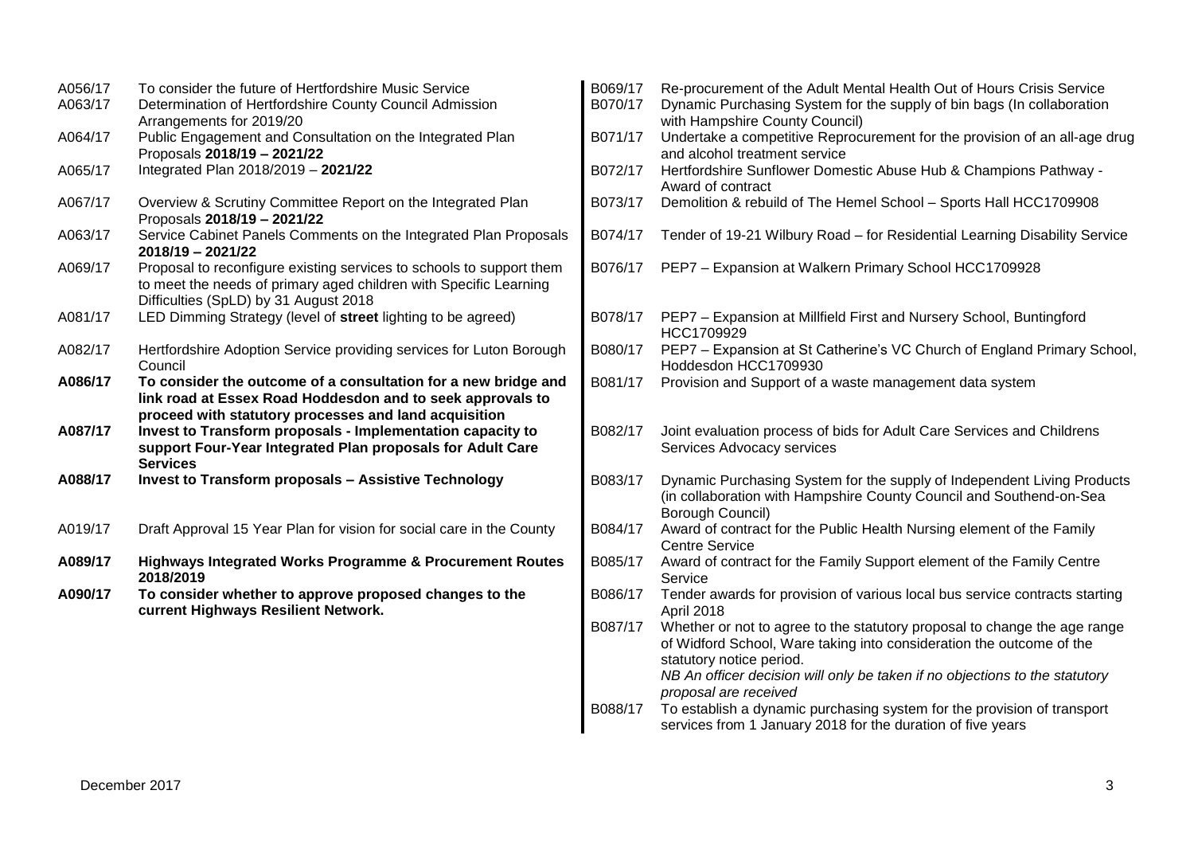| | |
|---|---|
| A056/17 | To consider the future of Hertfordshire Music Service |
| A063/17 | Determination of Hertfordshire County Council Admission Arrangements for 2019/20 |
| A064/17 | Public Engagement and Consultation on the Integrated Plan Proposals **2018/19 – 2021/22** |
| A065/17 | Integrated Plan 2018/2019 – **2021/22** |
| A067/17 | Overview & Scrutiny Committee Report on the Integrated Plan Proposals **2018/19 – 2021/22** |
| A063/17 | Service Cabinet Panels Comments on the Integrated Plan Proposals **2018/19 – 2021/22** |
| A069/17 | Proposal to reconfigure existing services to schools to support them to meet the needs of primary aged children with Specific Learning Difficulties (SpLD) by 31 August 2018 |
| A081/17 | LED Dimming Strategy (level of **street** lighting to be agreed) |
| A082/17 | Hertfordshire Adoption Service providing services for Luton Borough Council |
| **A086/17** | **To consider the outcome of a consultation for a new bridge and link road at Essex Road Hoddesdon and to seek approvals to proceed with statutory processes and land acquisition** |
| **A087/17** | **Invest to Transform proposals - Implementation capacity to support Four-Year Integrated Plan proposals for Adult Care Services** |
| **A088/17** | **Invest to Transform proposals – Assistive Technology** |
| A019/17 | Draft Approval 15 Year Plan for vision for social care in the County |
| **A089/17** | **Highways Integrated Works Programme & Procurement Routes 2018/2019** |
| **A090/17** | **To consider whether to approve proposed changes to the current Highways Resilient Network.** |

| | |
|---|---|
| B069/17 | Re-procurement of the Adult Mental Health Out of Hours Crisis Service |
| B070/17 | Dynamic Purchasing System for the supply of bin bags (In collaboration with Hampshire County Council) |
| B071/17 | Undertake a competitive Reprocurement for the provision of an all-age drug and alcohol treatment service |
| B072/17 | Hertfordshire Sunflower Domestic Abuse Hub & Champions Pathway - Award of contract |
| B073/17 | Demolition & rebuild of The Hemel School – Sports Hall HCC1709908 |
| B074/17 | Tender of 19-21 Wilbury Road – for Residential Learning Disability Service |
| B076/17 | PEP7 – Expansion at Walkern Primary School HCC1709928 |
| B078/17 | PEP7 – Expansion at Millfield First and Nursery School, Buntingford HCC1709929 |
| B080/17 | PEP7 – Expansion at St Catherine's VC Church of England Primary School, Hoddesdon HCC1709930 |
| B081/17 | Provision and Support of a waste management data system |
| B082/17 | Joint evaluation process of bids for Adult Care Services and Childrens Services Advocacy services |
| B083/17 | Dynamic Purchasing System for the supply of Independent Living Products (in collaboration with Hampshire County Council and Southend-on-Sea Borough Council) |
| B084/17 | Award of contract for the Public Health Nursing element of the Family Centre Service |
| B085/17 | Award of contract for the Family Support element of the Family Centre Service |
| B086/17 | Tender awards for provision of various local bus service contracts starting April 2018 |
| B087/17 | Whether or not to agree to the statutory proposal to change the age range of Widford School, Ware taking into consideration the outcome of the statutory notice period. *NB An officer decision will only be taken if no objections to the statutory proposal are received* |
| B088/17 | To establish a dynamic purchasing system for the provision of transport services from 1 January 2018 for the duration of five years |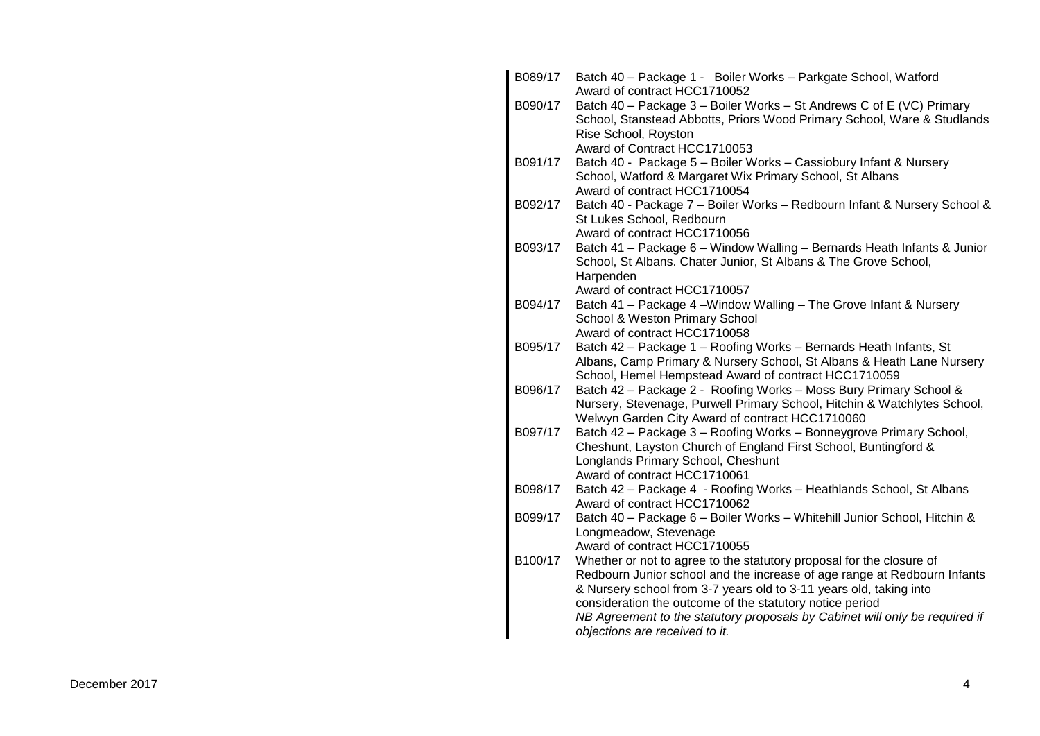| | |
|---|---|
| B089/17 | Batch 40 – Package 1 - Boiler Works – Parkgate School, Watford<br>Award of contract HCC1710052 |
| B090/17 | Batch 40 – Package 3 – Boiler Works – St Andrews C of E (VC) Primary School, Stanstead Abbotts, Priors Wood Primary School, Ware & Studlands Rise School, Royston<br>Award of Contract HCC1710053 |
| B091/17 | Batch 40 - Package 5 – Boiler Works – Cassiobury Infant & Nursery School, Watford & Margaret Wix Primary School, St Albans<br>Award of contract HCC1710054 |
| B092/17 | Batch 40 - Package 7 – Boiler Works – Redbourn Infant & Nursery School & St Lukes School, Redbourn<br>Award of contract HCC1710056 |
| B093/17 | Batch 41 – Package 6 – Window Walling – Bernards Heath Infants & Junior School, St Albans. Chater Junior, St Albans & The Grove School, Harpenden<br>Award of contract HCC1710057 |
| B094/17 | Batch 41 – Package 4 –Window Walling – The Grove Infant & Nursery School & Weston Primary School<br>Award of contract HCC1710058 |
| B095/17 | Batch 42 – Package 1 – Roofing Works – Bernards Heath Infants, St Albans, Camp Primary & Nursery School, St Albans & Heath Lane Nursery School, Hemel Hempstead Award of contract HCC1710059 |
| B096/17 | Batch 42 – Package 2 - Roofing Works – Moss Bury Primary School & Nursery, Stevenage, Purwell Primary School, Hitchin & Watchlytes School, Welwyn Garden City Award of contract HCC1710060 |
| B097/17 | Batch 42 – Package 3 – Roofing Works – Bonneygrove Primary School, Cheshunt, Layston Church of England First School, Buntingford & Longlands Primary School, Cheshunt<br>Award of contract HCC1710061 |
| B098/17 | Batch 42 – Package 4 - Roofing Works – Heathlands School, St Albans<br>Award of contract HCC1710062 |
| B099/17 | Batch 40 – Package 6 – Boiler Works – Whitehill Junior School, Hitchin & Longmeadow, Stevenage<br>Award of contract HCC1710055 |
| B100/17 | Whether or not to agree to the statutory proposal for the closure of Redbourn Junior school and the increase of age range at Redbourn Infants & Nursery school from 3-7 years old to 3-11 years old, taking into consideration the outcome of the statutory notice period<br>*NB Agreement to the statutory proposals by Cabinet will only be required if objections are received to it.* |

December 2017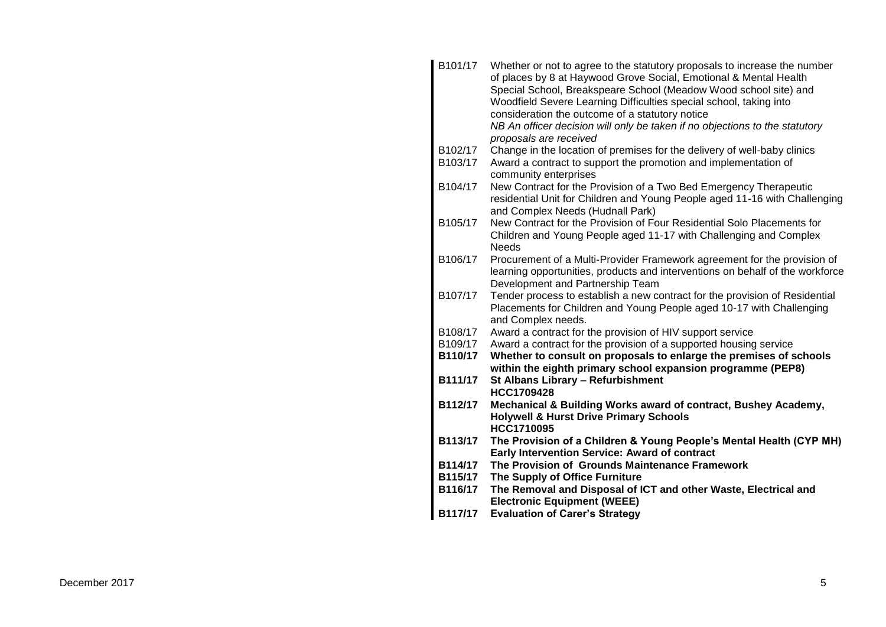| | |
|---|---|
| B101/17 | Whether or not to agree to the statutory proposals to increase the number of places by 8 at Haywood Grove Social, Emotional & Mental Health Special School, Breakspeare School (Meadow Wood school site) and Woodfield Severe Learning Difficulties special school, taking into consideration the outcome of a statutory notice<br>*NB An officer decision will only be taken if no objections to the statutory proposals are received* |
| B102/17 | Change in the location of premises for the delivery of well-baby clinics |
| B103/17 | Award a contract to support the promotion and implementation of community enterprises |
| B104/17 | New Contract for the Provision of a Two Bed Emergency Therapeutic residential Unit for Children and Young People aged 11-16 with Challenging and Complex Needs (Hudnall Park) |
| B105/17 | New Contract for the Provision of Four Residential Solo Placements for Children and Young People aged 11-17 with Challenging and Complex Needs |
| B106/17 | Procurement of a Multi-Provider Framework agreement for the provision of learning opportunities, products and interventions on behalf of the workforce Development and Partnership Team |
| B107/17 | Tender process to establish a new contract for the provision of Residential Placements for Children and Young People aged 10-17 with Challenging and Complex needs. |
| B108/17 | Award a contract for the provision of HIV support service |
| B109/17 | Award a contract for the provision of a supported housing service |
| **B110/17** | **Whether to consult on proposals to enlarge the premises of schools within the eighth primary school expansion programme (PEP8)** |
| **B111/17** | **St Albans Library – Refurbishment<br>HCC1709428** |
| **B112/17** | **Mechanical & Building Works award of contract, Bushey Academy, Holywell & Hurst Drive Primary Schools<br>HCC1710095** |
| **B113/17** | **The Provision of a Children & Young People's Mental Health (CYP MH) Early Intervention Service: Award of contract** |
| **B114/17** | **The Provision of Grounds Maintenance Framework** |
| **B115/17** | **The Supply of Office Furniture** |
| **B116/17** | **The Removal and Disposal of ICT and other Waste, Electrical and Electronic Equipment (WEEE)** |
| **B117/17** | **Evaluation of Carer's Strategy** |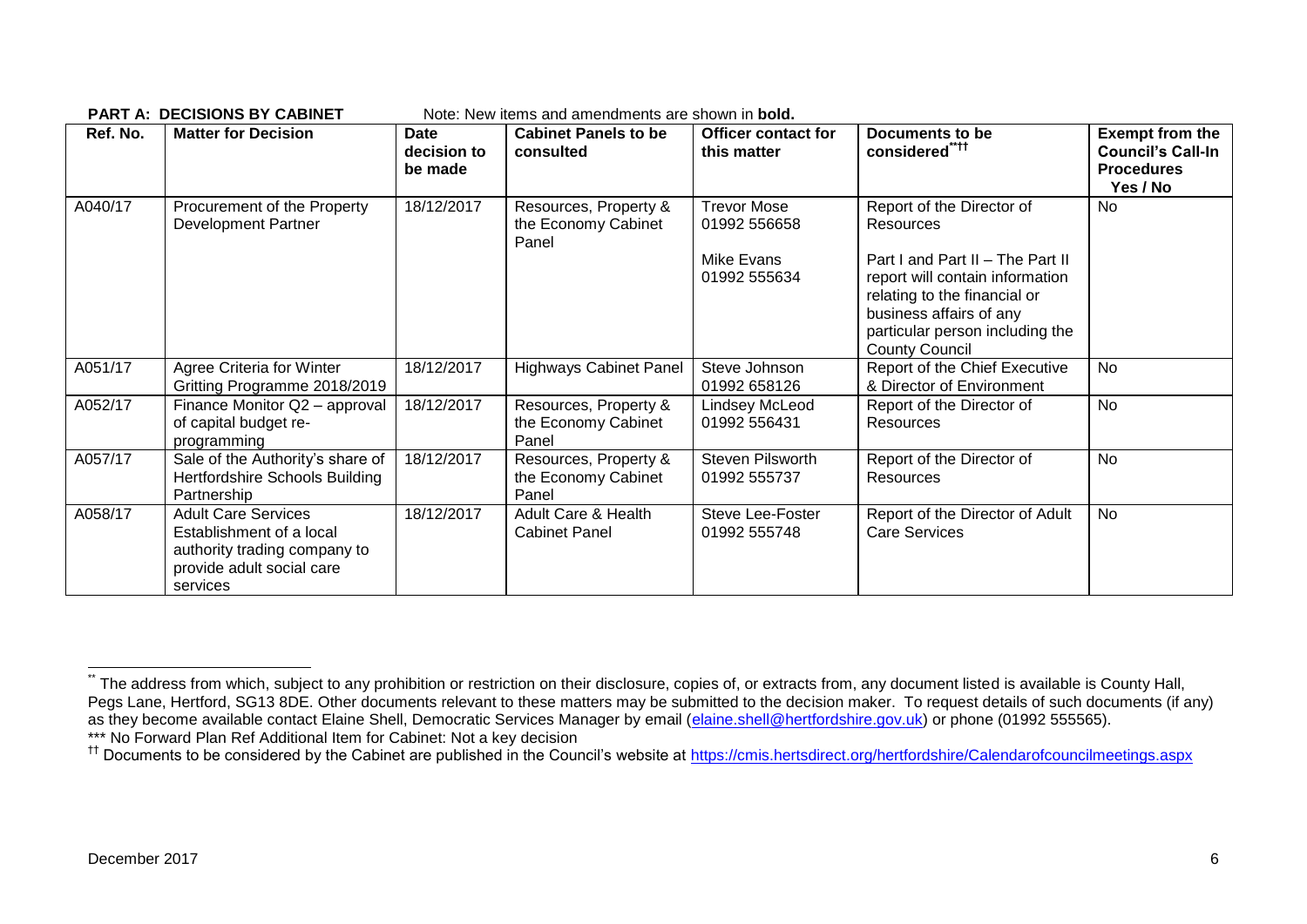**PART A: DECISIONS BY CABINET** Note: New items and amendments are shown in **bold.**

| Ref. No. | Matter for Decision | Date decision to be made | Cabinet Panels to be consulted | Officer contact for this matter | Documents to be considered[\*\*††] | Exempt from the Council's Call-In Procedures Yes / No |
|---|---|---|---|---|---|---|
| A040/17 | Procurement of the Property Development Partner | 18/12/2017 | Resources, Property & the Economy Cabinet Panel | Trevor Mose 01992 556658<br><br>Mike Evans 01992 555634 | Report of the Director of Resources<br><br>Part I and Part II – The Part II report will contain information relating to the financial or business affairs of any particular person including the County Council | No |
| A051/17 | Agree Criteria for Winter Gritting Programme 2018/2019 | 18/12/2017 | Highways Cabinet Panel | Steve Johnson 01992 658126 | Report of the Chief Executive & Director of Environment | No |
| A052/17 | Finance Monitor Q2 – approval of capital budget re-programming | 18/12/2017 | Resources, Property & the Economy Cabinet Panel | Lindsey McLeod 01992 556431 | Report of the Director of Resources | No |
| A057/17 | Sale of the Authority's share of Hertfordshire Schools Building Partnership | 18/12/2017 | Resources, Property & the Economy Cabinet Panel | Steven Pilsworth 01992 555737 | Report of the Director of Resources | No |
| A058/17 | Adult Care Services Establishment of a local authority trading company to provide adult social care services | 18/12/2017 | Adult Care & Health Cabinet Panel | Steve Lee-Foster 01992 555748 | Report of the Director of Adult Care Services | No |

[\*\*] The address from which, subject to any prohibition or restriction on their disclosure, copies of, or extracts from, any document listed is available is County Hall, Pegs Lane, Hertford, SG13 8DE. Other documents relevant to these matters may be submitted to the decision maker. To request details of such documents (if any) as they become available contact Elaine Shell, Democratic Services Manager by email (elaine.shell@hertfordshire.gov.uk) or phone (01992 555565).

\*\*\* No Forward Plan Ref Additional Item for Cabinet: Not a key decision

[††] Documents to be considered by the Cabinet are published in the Council's website at https://cmis.hertsdirect.org/hertfordshire/Calendarofcouncilmeetings.aspx

December 2017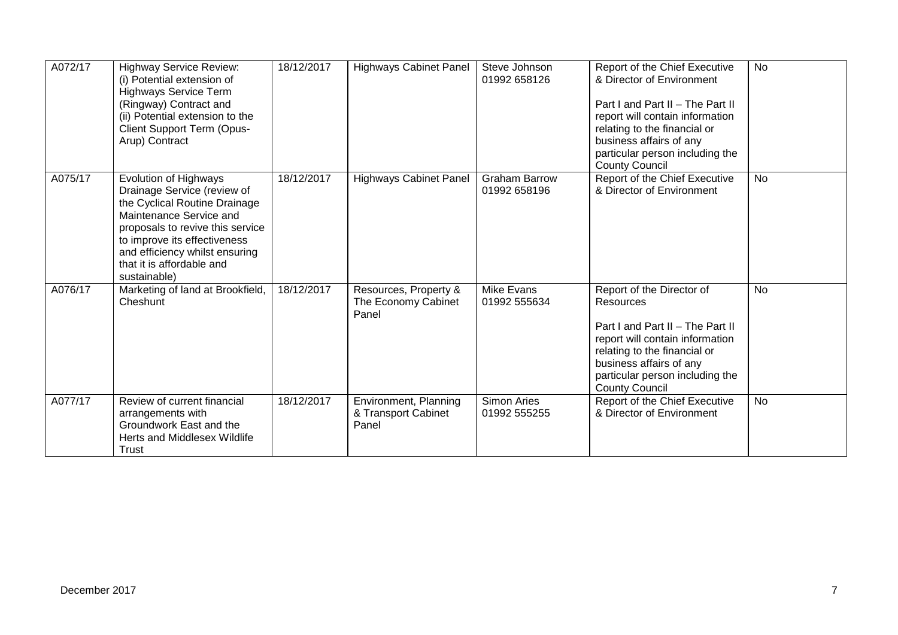| | | | | | | |
|---|---|---|---|---|---|---|
| A072/17 | Highway Service Review:<br>(i) Potential extension of Highways Service Term (Ringway) Contract and<br>(ii) Potential extension to the Client Support Term (Opus-Arup) Contract | 18/12/2017 | Highways Cabinet Panel | Steve Johnson<br>01992 658126 | Report of the Chief Executive & Director of Environment<br><br>Part I and Part II – The Part II report will contain information relating to the financial or business affairs of any particular person including the County Council | No |
| A075/17 | Evolution of Highways Drainage Service (review of the Cyclical Routine Drainage Maintenance Service and proposals to revive this service to improve its effectiveness and efficiency whilst ensuring that it is affordable and sustainable) | 18/12/2017 | Highways Cabinet Panel | Graham Barrow<br>01992 658196 | Report of the Chief Executive & Director of Environment | No |
| A076/17 | Marketing of land at Brookfield, Cheshunt | 18/12/2017 | Resources, Property & The Economy Cabinet Panel | Mike Evans<br>01992 555634 | Report of the Director of Resources<br><br>Part I and Part II – The Part II report will contain information relating to the financial or business affairs of any particular person including the County Council | No |
| A077/17 | Review of current financial arrangements with Groundwork East and the Herts and Middlesex Wildlife Trust | 18/12/2017 | Environment, Planning & Transport Cabinet Panel | Simon Aries<br>01992 555255 | Report of the Chief Executive & Director of Environment | No |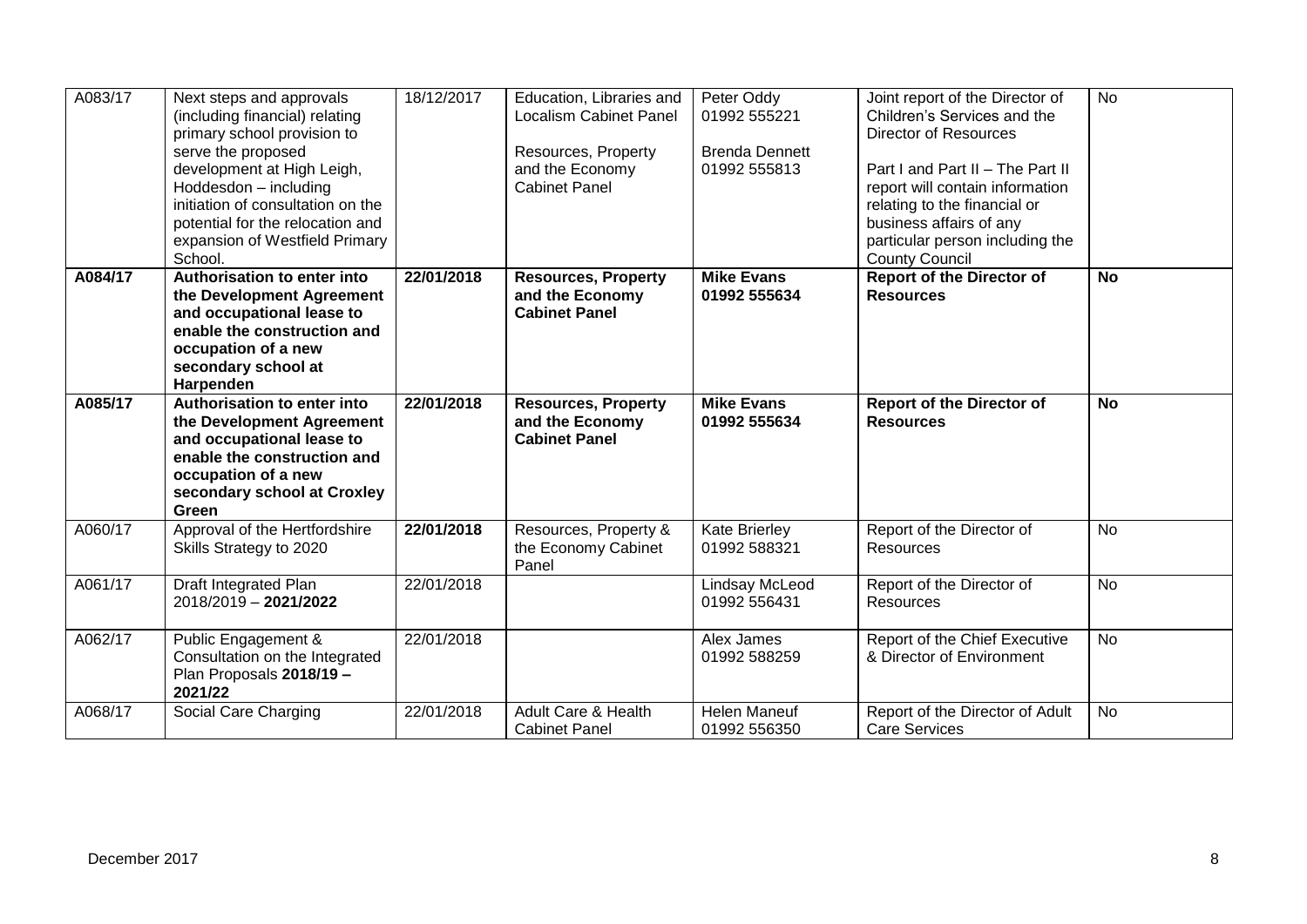| A083/17 | Next steps and approvals (including financial) relating primary school provision to serve the proposed development at High Leigh, Hoddesdon – including initiation of consultation on the potential for the relocation and expansion of Westfield Primary School. | 18/12/2017 | Education, Libraries and Localism Cabinet Panel<br><br>Resources, Property and the Economy Cabinet Panel | Peter Oddy 01992 555221<br><br>Brenda Dennett 01992 555813 | Joint report of the Director of Children's Services and the Director of Resources<br><br>Part I and Part II – The Part II report will contain information relating to the financial or business affairs of any particular person including the County Council | No |
|---|---|---|---|---|---|---|
| **A084/17** | **Authorisation to enter into the Development Agreement and occupational lease to enable the construction and occupation of a new secondary school at Harpenden** | **22/01/2018** | **Resources, Property and the Economy Cabinet Panel** | **Mike Evans 01992 555634** | **Report of the Director of Resources** | **No** |
| **A085/17** | **Authorisation to enter into the Development Agreement and occupational lease to enable the construction and occupation of a new secondary school at Croxley Green** | **22/01/2018** | **Resources, Property and the Economy Cabinet Panel** | **Mike Evans 01992 555634** | **Report of the Director of Resources** | **No** |
| A060/17 | Approval of the Hertfordshire Skills Strategy to 2020 | **22/01/2018** | Resources, Property & the Economy Cabinet Panel | Kate Brierley 01992 588321 | Report of the Director of Resources | No |
| A061/17 | Draft Integrated Plan 2018/2019 – **2021/2022** | 22/01/2018 | | Lindsay McLeod 01992 556431 | Report of the Director of Resources | No |
| A062/17 | Public Engagement & Consultation on the Integrated Plan Proposals **2018/19 – 2021/22** | 22/01/2018 | | Alex James 01992 588259 | Report of the Chief Executive & Director of Environment | No |
| A068/17 | Social Care Charging | 22/01/2018 | Adult Care & Health Cabinet Panel | Helen Maneuf 01992 556350 | Report of the Director of Adult Care Services | No |

December 2017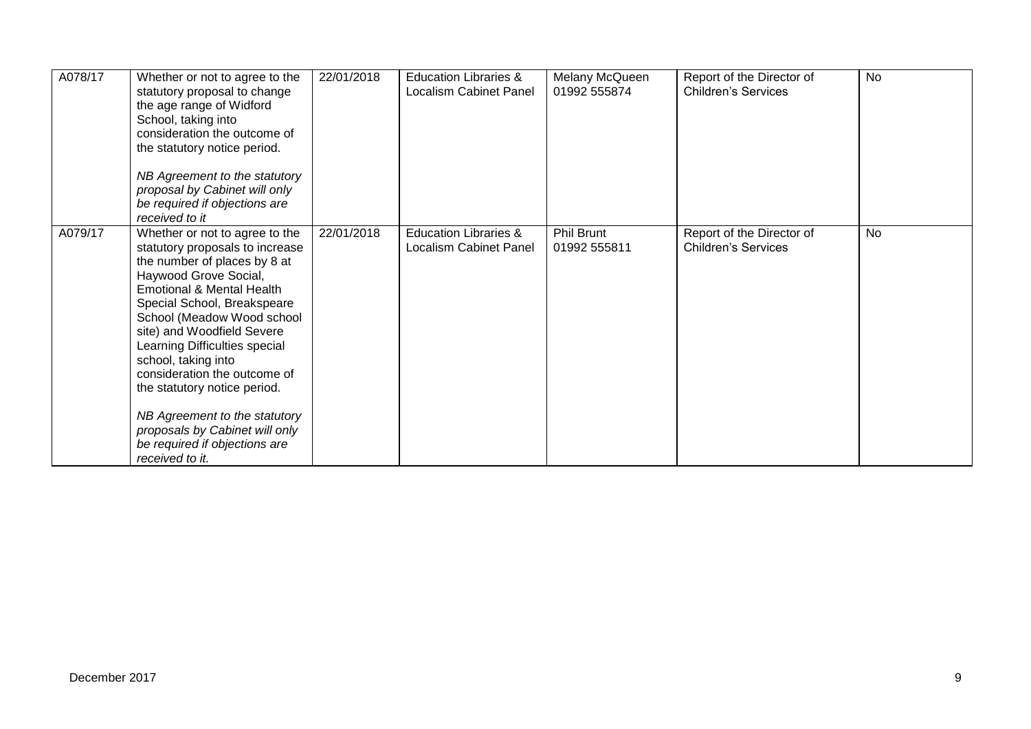| A078/17 | Whether or not to agree to the statutory proposal to change the age range of Widford School, taking into consideration the outcome of the statutory notice period.<br><br>*NB Agreement to the statutory proposal by Cabinet will only be required if objections are received to it* | 22/01/2018 | Education Libraries & Localism Cabinet Panel | Melany McQueen 01992 555874 | Report of the Director of Children's Services | No |
|---|---|---|---|---|---|---|
| A079/17 | Whether or not to agree to the statutory proposals to increase the number of places by 8 at Haywood Grove Social, Emotional & Mental Health Special School, Breakspeare School (Meadow Wood school site) and Woodfield Severe Learning Difficulties special school, taking into consideration the outcome of the statutory notice period.<br><br>*NB Agreement to the statutory proposals by Cabinet will only be required if objections are received to it.* | 22/01/2018 | Education Libraries & Localism Cabinet Panel | Phil Brunt 01992 555811 | Report of the Director of Children's Services | No |

December 2017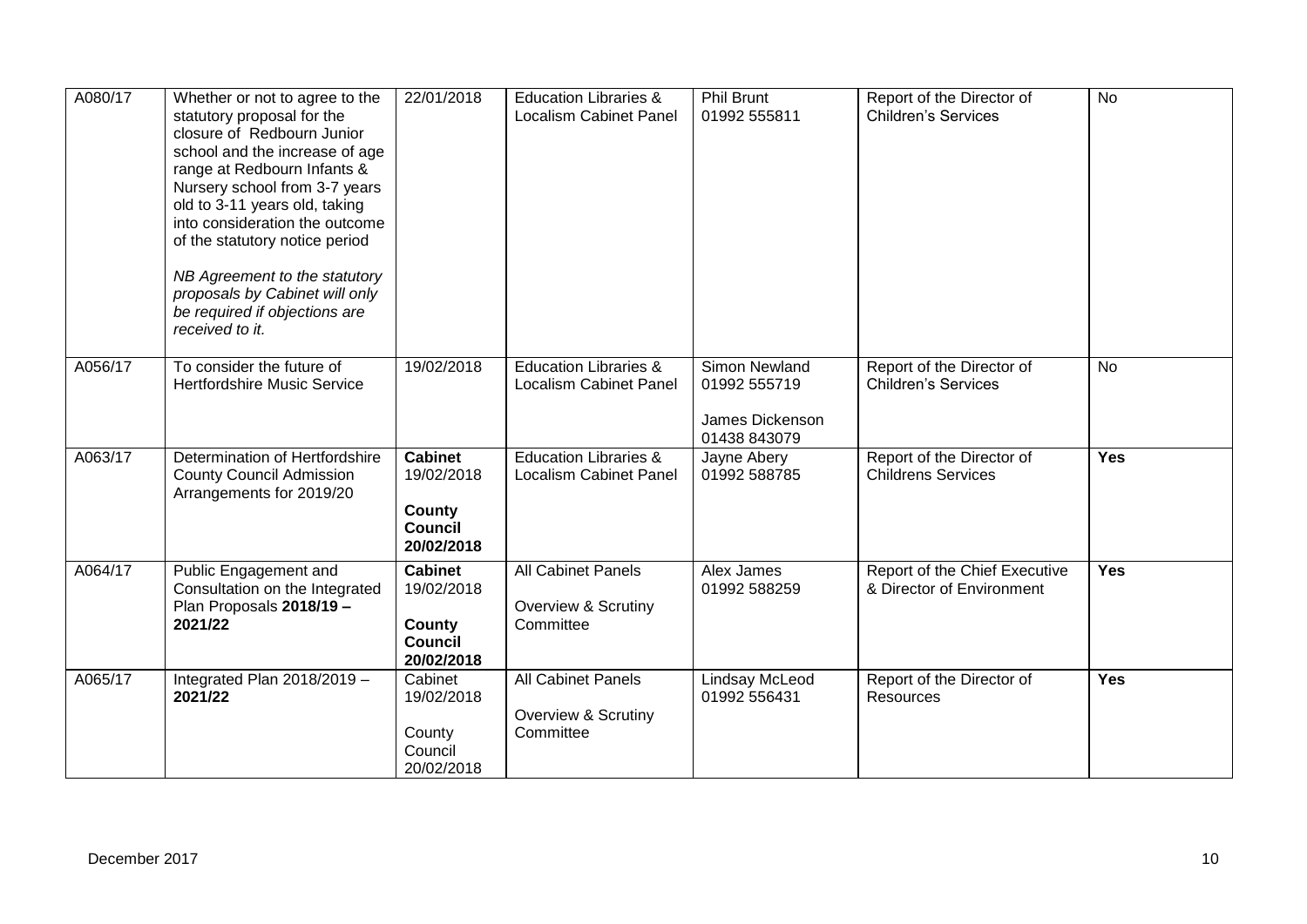| A080/17 | Whether or not to agree to the statutory proposal for the closure of Redbourn Junior school and the increase of age range at Redbourn Infants & Nursery school from 3-7 years old to 3-11 years old, taking into consideration the outcome of the statutory notice period<br><br>*NB Agreement to the statutory proposals by Cabinet will only be required if objections are received to it.* | 22/01/2018 | Education Libraries & Localism Cabinet Panel | Phil Brunt<br>01992 555811 | Report of the Director of Children's Services | No |
|---|---|---|---|---|---|---|
| A056/17 | To consider the future of Hertfordshire Music Service | 19/02/2018 | Education Libraries & Localism Cabinet Panel | Simon Newland<br>01992 555719<br><br>James Dickenson<br>01438 843079 | Report of the Director of Children's Services | No |
| A063/17 | Determination of Hertfordshire County Council Admission Arrangements for 2019/20 | **Cabinet**<br>19/02/2018<br><br>**County Council**<br>**20/02/2018** | Education Libraries & Localism Cabinet Panel | Jayne Abery<br>01992 588785 | Report of the Director of Childrens Services | **Yes** |
| A064/17 | Public Engagement and Consultation on the Integrated Plan Proposals **2018/19 – 2021/22** | **Cabinet**<br>19/02/2018<br><br>**County Council**<br>**20/02/2018** | All Cabinet Panels<br><br>Overview & Scrutiny Committee | Alex James<br>01992 588259 | Report of the Chief Executive & Director of Environment | **Yes** |
| A065/17 | Integrated Plan 2018/2019 – **2021/22** | Cabinet<br>19/02/2018<br><br>County Council<br>20/02/2018 | All Cabinet Panels<br><br>Overview & Scrutiny Committee | Lindsay McLeod<br>01992 556431 | Report of the Director of Resources | **Yes** |

December 2017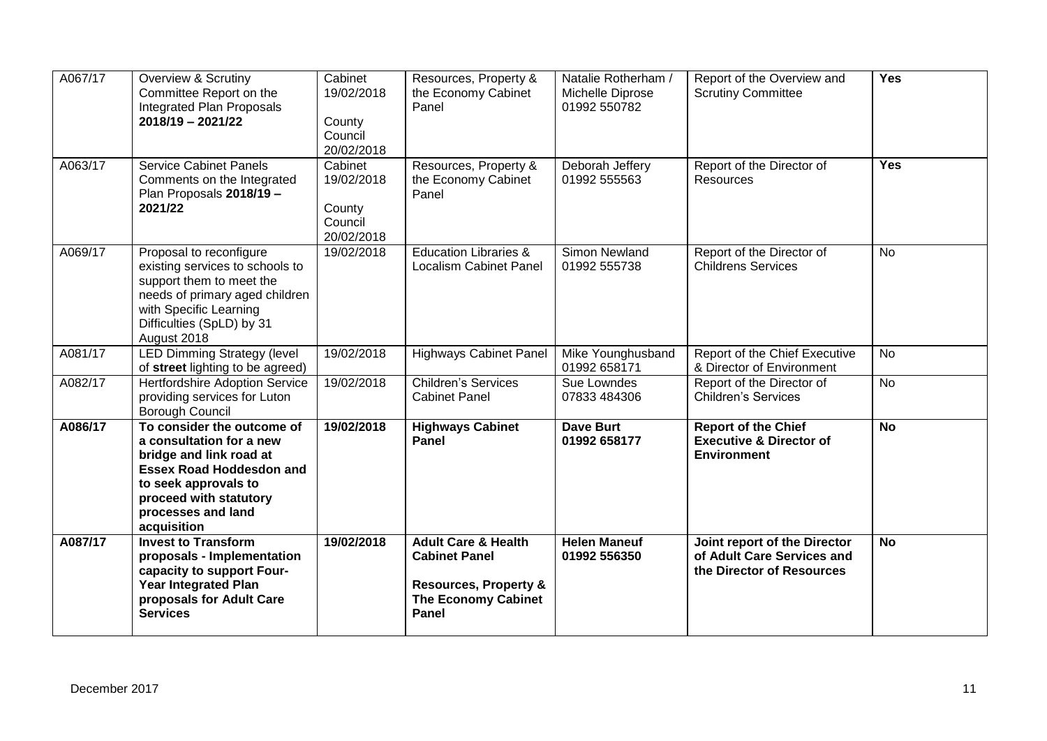| A067/17 | Overview & Scrutiny Committee Report on the Integrated Plan Proposals **2018/19 – 2021/22** | Cabinet 19/02/2018<br><br>County Council 20/02/2018 | Resources, Property & the Economy Cabinet Panel | Natalie Rotherham / Michelle Diprose 01992 550782 | Report of the Overview and Scrutiny Committee | **Yes** |
|---|---|---|---|---|---|---|
| A063/17 | Service Cabinet Panels Comments on the Integrated Plan Proposals **2018/19 – 2021/22** | Cabinet 19/02/2018<br><br>County Council 20/02/2018 | Resources, Property & the Economy Cabinet Panel | Deborah Jeffery 01992 555563 | Report of the Director of Resources | **Yes** |
| A069/17 | Proposal to reconfigure existing services to schools to support them to meet the needs of primary aged children with Specific Learning Difficulties (SpLD) by 31 August 2018 | 19/02/2018 | Education Libraries & Localism Cabinet Panel | Simon Newland 01992 555738 | Report of the Director of Childrens Services | No |
| A081/17 | LED Dimming Strategy (level of **street** lighting to be agreed) | 19/02/2018 | Highways Cabinet Panel | Mike Younghusband 01992 658171 | Report of the Chief Executive & Director of Environment | No |
| A082/17 | Hertfordshire Adoption Service providing services for Luton Borough Council | 19/02/2018 | Children's Services Cabinet Panel | Sue Lowndes 07833 484306 | Report of the Director of Children's Services | No |
| **A086/17** | **To consider the outcome of a consultation for a new bridge and link road at Essex Road Hoddesdon and to seek approvals to proceed with statutory processes and land acquisition** | **19/02/2018** | **Highways Cabinet Panel** | **Dave Burt 01992 658177** | **Report of the Chief Executive & Director of Environment** | **No** |
| **A087/17** | **Invest to Transform proposals - Implementation capacity to support Four-Year Integrated Plan proposals for Adult Care Services** | **19/02/2018** | **Adult Care & Health Cabinet Panel**<br><br>**Resources, Property & The Economy Cabinet Panel** | **Helen Maneuf 01992 556350** | **Joint report of the Director of Adult Care Services and the Director of Resources** | **No** |

December 2017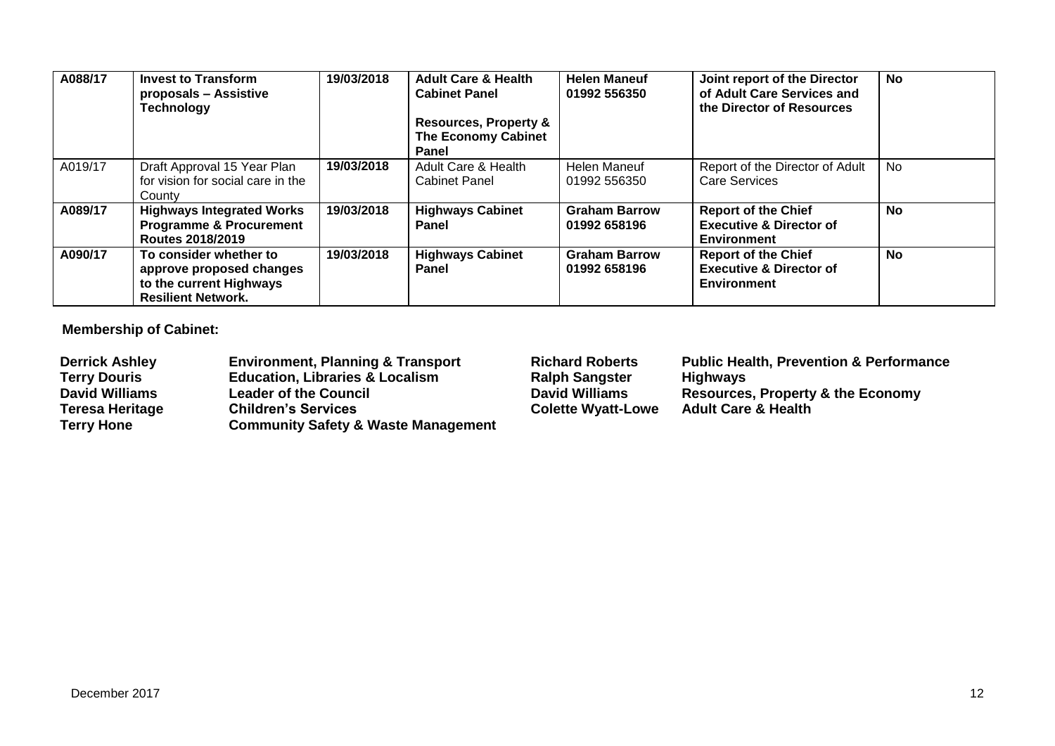| | | | | | | |
|---|---|---|---|---|---|---|
| **A088/17** | **Invest to Transform proposals – Assistive Technology** | **19/03/2018** | **Adult Care & Health Cabinet Panel**<br><br>**Resources, Property & The Economy Cabinet Panel** | **Helen Maneuf 01992 556350** | **Joint report of the Director of Adult Care Services and the Director of Resources** | **No** |
| A019/17 | Draft Approval 15 Year Plan for vision for social care in the County | **19/03/2018** | Adult Care & Health Cabinet Panel | Helen Maneuf 01992 556350 | Report of the Director of Adult Care Services | No |
| **A089/17** | **Highways Integrated Works Programme & Procurement Routes 2018/2019** | **19/03/2018** | **Highways Cabinet Panel** | **Graham Barrow 01992 658196** | **Report of the Chief Executive & Director of Environment** | **No** |
| **A090/17** | **To consider whether to approve proposed changes to the current Highways Resilient Network.** | **19/03/2018** | **Highways Cabinet Panel** | **Graham Barrow 01992 658196** | **Report of the Chief Executive & Director of Environment** | **No** |

**Membership of Cabinet:**

| | |
|---|---|
| **Derrick Ashley** | **Environment, Planning & Transport** |
| **Terry Douris** | **Education, Libraries & Localism** |
| **David Williams** | **Leader of the Council** |
| **Teresa Heritage** | **Children's Services** |
| **Terry Hone** | **Community Safety & Waste Management** |
| **Richard Roberts** | **Public Health, Prevention & Performance** |
| **Ralph Sangster** | **Highways** |
| **David Williams** | **Resources, Property & the Economy** |
| **Colette Wyatt-Lowe** | **Adult Care & Health** |

December 2017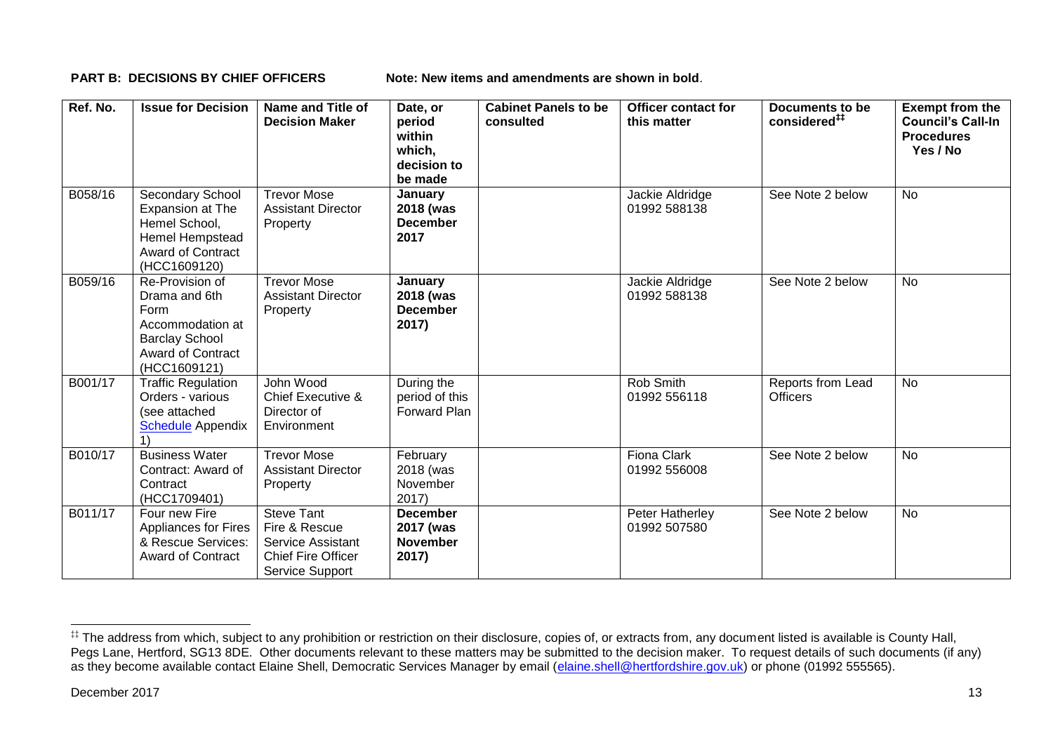**PART B: DECISIONS BY CHIEF OFFICERS** **Note: New items and amendments are shown in bold**.

| Ref. No. | Issue for Decision | Name and Title of Decision Maker | Date, or period within which, decision to be made | Cabinet Panels to be consulted | Officer contact for this matter | Documents to be considered[‡‡] | Exempt from the Council's Call-In Procedures Yes / No |
|---|---|---|---|---|---|---|---|
| B058/16 | Secondary School Expansion at The Hemel School, Hemel Hempstead Award of Contract (HCC1609120) | Trevor Mose Assistant Director Property | **January 2018 (was December 2017** | | Jackie Aldridge 01992 588138 | See Note 2 below | No |
| B059/16 | Re-Provision of Drama and 6th Form Accommodation at Barclay School Award of Contract (HCC1609121) | Trevor Mose Assistant Director Property | **January 2018 (was December 2017)** | | Jackie Aldridge 01992 588138 | See Note 2 below | No |
| B001/17 | Traffic Regulation Orders - various (see attached Schedule Appendix 1) | John Wood Chief Executive & Director of Environment | During the period of this Forward Plan | | Rob Smith 01992 556118 | Reports from Lead Officers | No |
| B010/17 | Business Water Contract: Award of Contract (HCC1709401) | Trevor Mose Assistant Director Property | February 2018 (was November 2017) | | Fiona Clark 01992 556008 | See Note 2 below | No |
| B011/17 | Four new Fire Appliances for Fires & Rescue Services: Award of Contract | Steve Tant Fire & Rescue Service Assistant Chief Fire Officer Service Support | **December 2017 (was November 2017)** | | Peter Hatherley 01992 507580 | See Note 2 below | No |

[‡‡] The address from which, subject to any prohibition or restriction on their disclosure, copies of, or extracts from, any document listed is available is County Hall, Pegs Lane, Hertford, SG13 8DE. Other documents relevant to these matters may be submitted to the decision maker. To request details of such documents (if any) as they become available contact Elaine Shell, Democratic Services Manager by email (elaine.shell@hertfordshire.gov.uk) or phone (01992 555565).

December 2017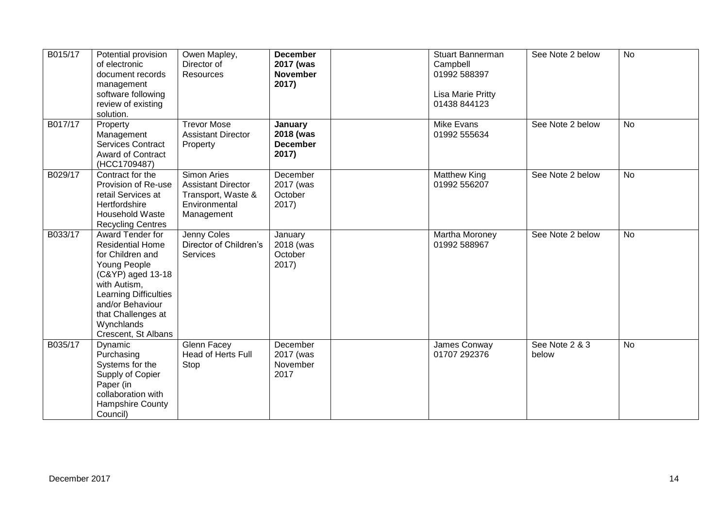| | | | | | | | |
|---|---|---|---|---|---|---|---|
| B015/17 | Potential provision of electronic document records management software following review of existing solution. | Owen Mapley, Director of Resources | **December 2017 (was November 2017)** | | Stuart Bannerman Campbell 01992 588397<br><br>Lisa Marie Pritty 01438 844123 | See Note 2 below | No |
| B017/17 | Property Management Services Contract Award of Contract (HCC1709487) | Trevor Mose Assistant Director Property | **January 2018 (was December 2017)** | | Mike Evans 01992 555634 | See Note 2 below | No |
| B029/17 | Contract for the Provision of Re-use retail Services at Hertfordshire Household Waste Recycling Centres | Simon Aries Assistant Director Transport, Waste & Environmental Management | December 2017 (was October 2017) | | Matthew King 01992 556207 | See Note 2 below | No |
| B033/17 | Award Tender for Residential Home for Children and Young People (C&YP) aged 13-18 with Autism, Learning Difficulties and/or Behaviour that Challenges at Wynchlands Crescent, St Albans | Jenny Coles Director of Children's Services | January 2018 (was October 2017) | | Martha Moroney 01992 588967 | See Note 2 below | No |
| B035/17 | Dynamic Purchasing Systems for the Supply of Copier Paper (in collaboration with Hampshire County Council) | Glenn Facey Head of Herts Full Stop | December 2017 (was November 2017 | | James Conway 01707 292376 | See Note 2 & 3 below | No |

December 2017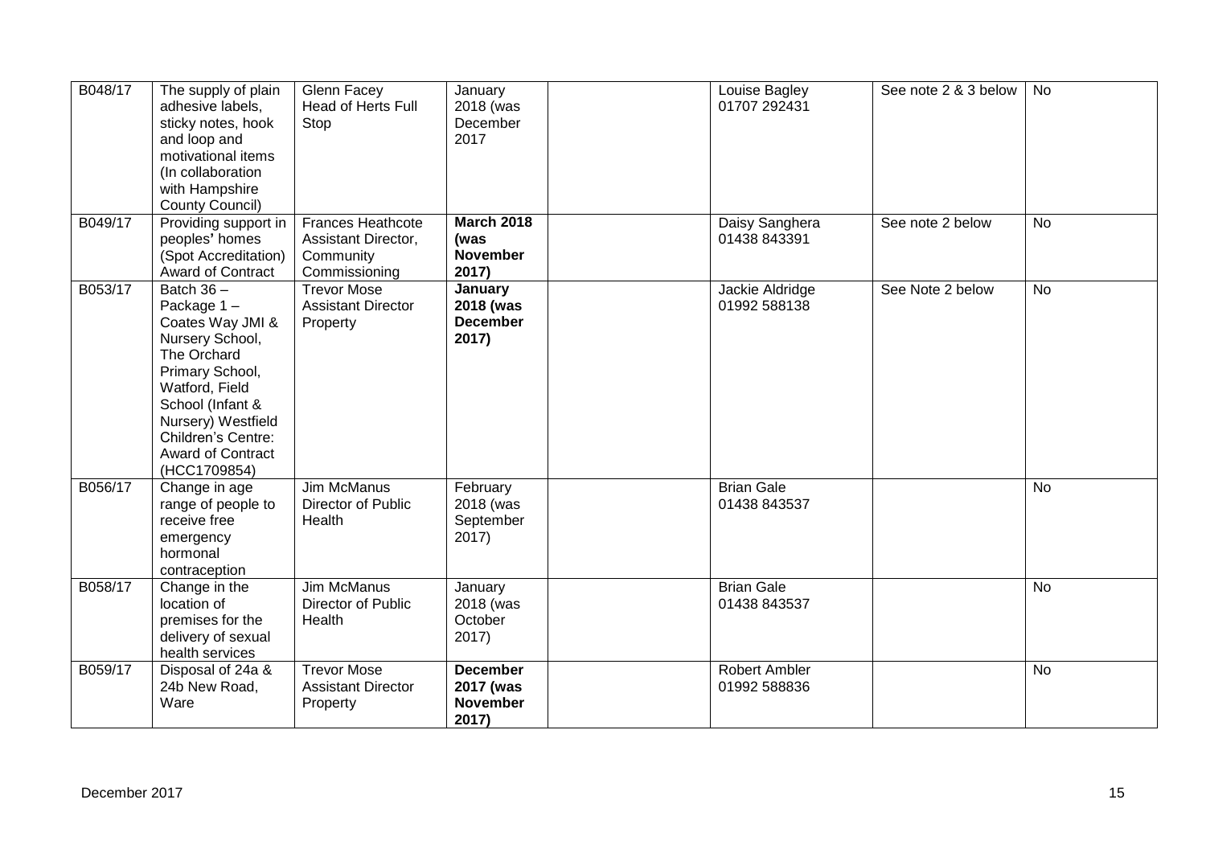| B048/17 | The supply of plain adhesive labels, sticky notes, hook and loop and motivational items (In collaboration with Hampshire County Council) | Glenn Facey Head of Herts Full Stop | January 2018 (was December 2017 | | Louise Bagley 01707 292431 | See note 2 & 3 below | No |
|---|---|---|---|---|---|---|---|
| B049/17 | Providing support in peoples' homes (Spot Accreditation) Award of Contract | Frances Heathcote Assistant Director, Community Commissioning | **March 2018 (was November 2017)** | | Daisy Sanghera 01438 843391 | See note 2 below | No |
| B053/17 | Batch 36 – Package 1 – Coates Way JMI & Nursery School, The Orchard Primary School, Watford, Field School (Infant & Nursery) Westfield Children's Centre: Award of Contract (HCC1709854) | Trevor Mose Assistant Director Property | **January 2018 (was December 2017)** | | Jackie Aldridge 01992 588138 | See Note 2 below | No |
| B056/17 | Change in age range of people to receive free emergency hormonal contraception | Jim McManus Director of Public Health | February 2018 (was September 2017) | | Brian Gale 01438 843537 | | No |
| B058/17 | Change in the location of premises for the delivery of sexual health services | Jim McManus Director of Public Health | January 2018 (was October 2017) | | Brian Gale 01438 843537 | | No |
| B059/17 | Disposal of 24a & 24b New Road, Ware | Trevor Mose Assistant Director Property | **December 2017 (was November 2017)** | | Robert Ambler 01992 588836 | | No |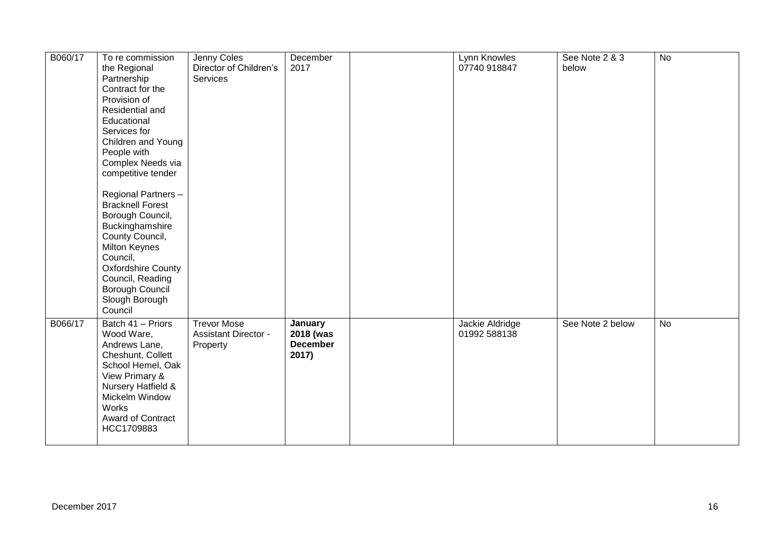| B060/17 | To re commission the Regional Partnership Contract for the Provision of Residential and Educational Services for Children and Young People with Complex Needs via competitive tender<br><br>Regional Partners – Bracknell Forest Borough Council, Buckinghamshire County Council, Milton Keynes Council, Oxfordshire County Council, Reading Borough Council Slough Borough Council | Jenny Coles Director of Children's Services | December 2017 | | Lynn Knowles 07740 918847 | See Note 2 & 3 below | No |
|---|---|---|---|---|---|---|---|
| B066/17 | Batch 41 – Priors Wood Ware, Andrews Lane, Cheshunt, Collett School Hemel, Oak View Primary & Nursery Hatfield & Mickelm Window Works Award of Contract HCC1709883 | Trevor Mose Assistant Director - Property | **January 2018 (was December 2017)** | | Jackie Aldridge 01992 588138 | See Note 2 below | No |

December 2017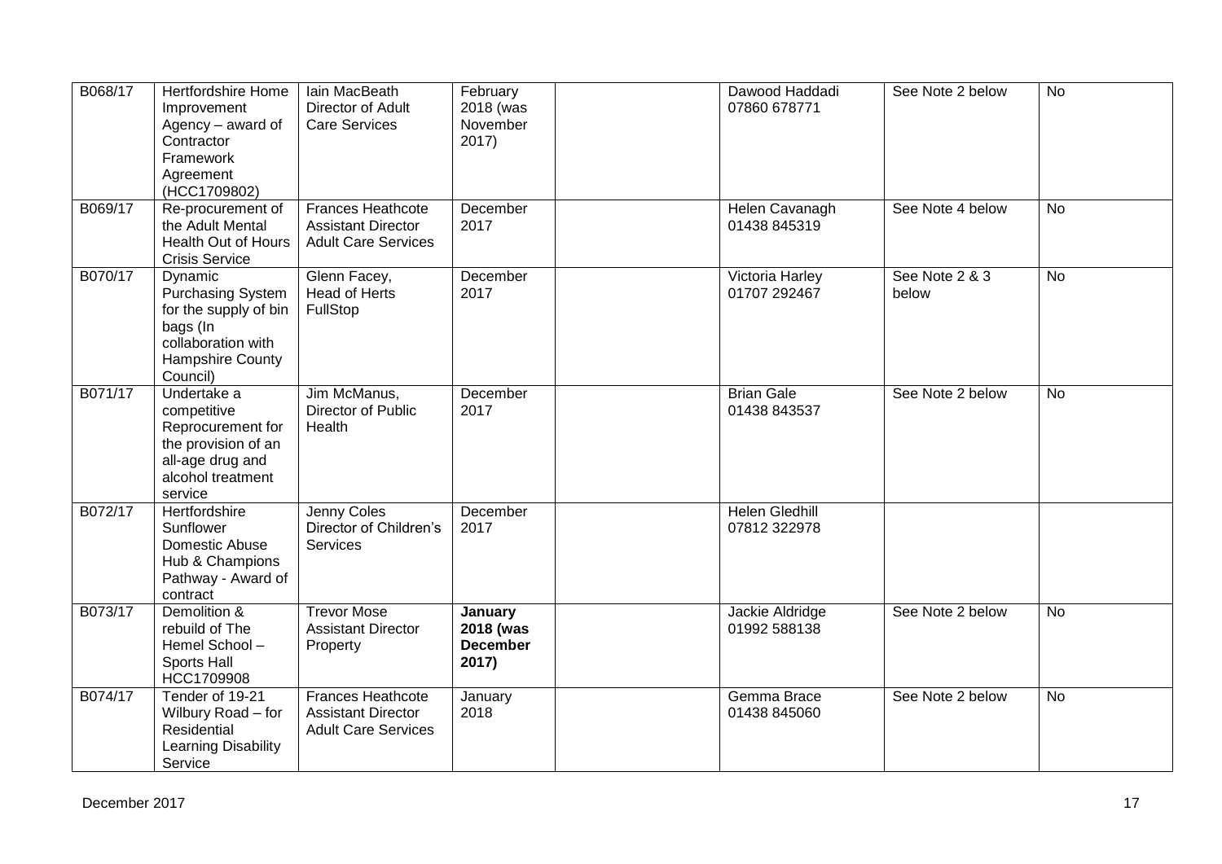| | | | | | | | |
|---|---|---|---|---|---|---|---|
| B068/17 | Hertfordshire Home Improvement Agency – award of Contractor Framework Agreement (HCC1709802) | Iain MacBeath Director of Adult Care Services | February 2018 (was November 2017) | | Dawood Haddadi 07860 678771 | See Note 2 below | No |
| B069/17 | Re-procurement of the Adult Mental Health Out of Hours Crisis Service | Frances Heathcote Assistant Director Adult Care Services | December 2017 | | Helen Cavanagh 01438 845319 | See Note 4 below | No |
| B070/17 | Dynamic Purchasing System for the supply of bin bags (In collaboration with Hampshire County Council) | Glenn Facey, Head of Herts FullStop | December 2017 | | Victoria Harley 01707 292467 | See Note 2 & 3 below | No |
| B071/17 | Undertake a competitive Reprocurement for the provision of an all-age drug and alcohol treatment service | Jim McManus, Director of Public Health | December 2017 | | Brian Gale 01438 843537 | See Note 2 below | No |
| B072/17 | Hertfordshire Sunflower Domestic Abuse Hub & Champions Pathway - Award of contract | Jenny Coles Director of Children's Services | December 2017 | | Helen Gledhill 07812 322978 | | |
| B073/17 | Demolition & rebuild of The Hemel School – Sports Hall HCC1709908 | Trevor Mose Assistant Director Property | **January 2018 (was December 2017)** | | Jackie Aldridge 01992 588138 | See Note 2 below | No |
| B074/17 | Tender of 19-21 Wilbury Road – for Residential Learning Disability Service | Frances Heathcote Assistant Director Adult Care Services | January 2018 | | Gemma Brace 01438 845060 | See Note 2 below | No |

December 2017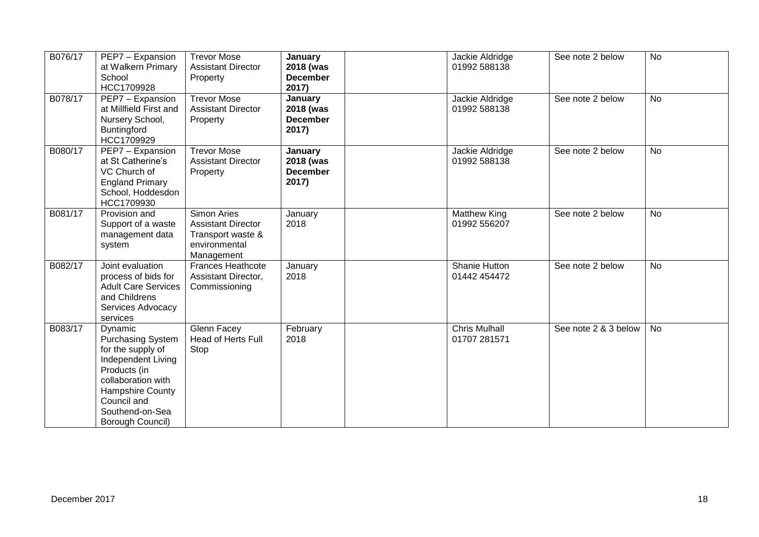| B076/17 | PEP7 – Expansion at Walkern Primary School HCC1709928 | Trevor Mose Assistant Director Property | **January 2018 (was December 2017)** | | Jackie Aldridge 01992 588138 | See note 2 below | No |
|---|---|---|---|---|---|---|---|
| B078/17 | PEP7 – Expansion at Millfield First and Nursery School, Buntingford HCC1709929 | Trevor Mose Assistant Director Property | **January 2018 (was December 2017)** | | Jackie Aldridge 01992 588138 | See note 2 below | No |
| B080/17 | PEP7 – Expansion at St Catherine's VC Church of England Primary School, Hoddesdon HCC1709930 | Trevor Mose Assistant Director Property | **January 2018 (was December 2017)** | | Jackie Aldridge 01992 588138 | See note 2 below | No |
| B081/17 | Provision and Support of a waste management data system | Simon Aries Assistant Director Transport waste & environmental Management | January 2018 | | Matthew King 01992 556207 | See note 2 below | No |
| B082/17 | Joint evaluation process of bids for Adult Care Services and Childrens Services Advocacy services | Frances Heathcote Assistant Director, Commissioning | January 2018 | | Shanie Hutton 01442 454472 | See note 2 below | No |
| B083/17 | Dynamic Purchasing System for the supply of Independent Living Products (in collaboration with Hampshire County Council and Southend-on-Sea Borough Council) | Glenn Facey Head of Herts Full Stop | February 2018 | | Chris Mulhall 01707 281571 | See note 2 & 3 below | No |

December 2017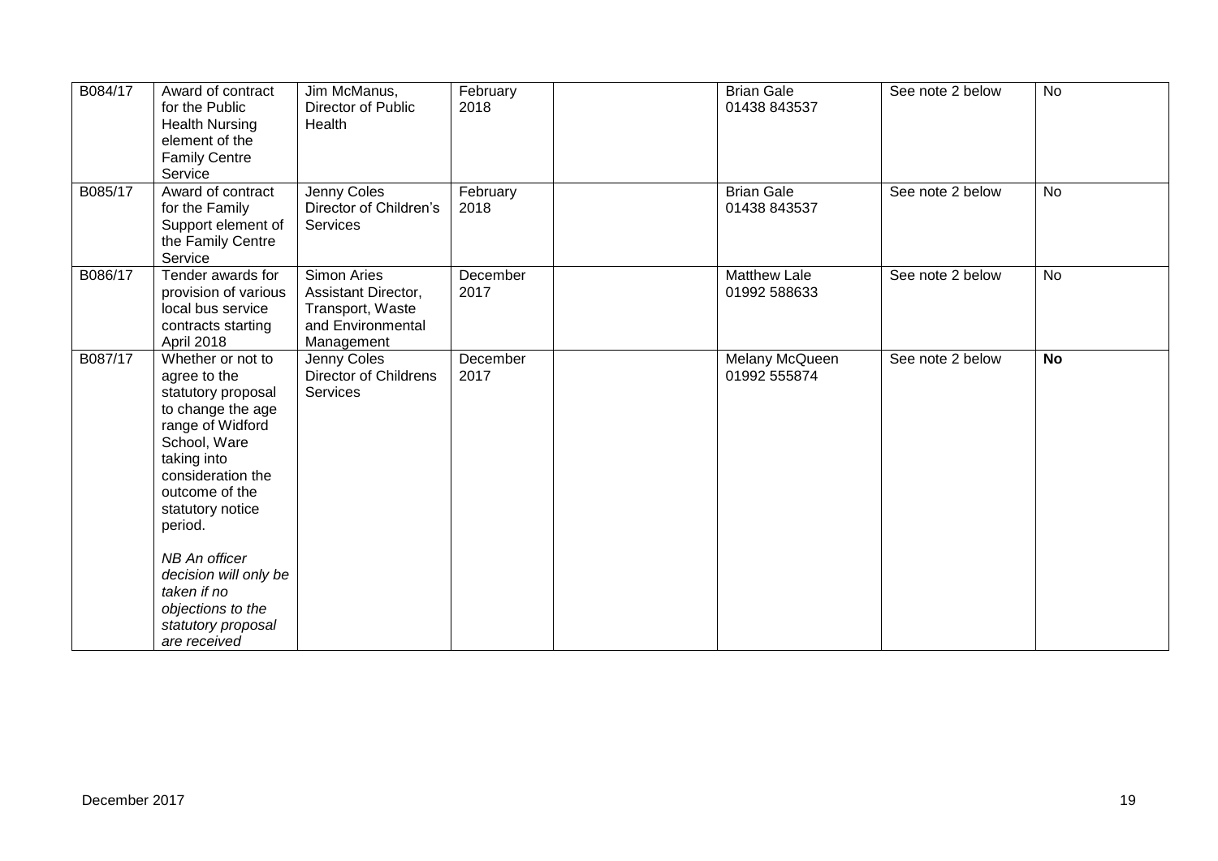| B084/17 | Award of contract for the Public Health Nursing element of the Family Centre Service | Jim McManus, Director of Public Health | February 2018 | | Brian Gale 01438 843537 | See note 2 below | No |
|---|---|---|---|---|---|---|---|
| B085/17 | Award of contract for the Family Support element of the Family Centre Service | Jenny Coles Director of Children's Services | February 2018 | | Brian Gale 01438 843537 | See note 2 below | No |
| B086/17 | Tender awards for provision of various local bus service contracts starting April 2018 | Simon Aries Assistant Director, Transport, Waste and Environmental Management | December 2017 | | Matthew Lale 01992 588633 | See note 2 below | No |
| B087/17 | Whether or not to agree to the statutory proposal to change the age range of Widford School, Ware taking into consideration the outcome of the statutory notice period.<br><br>*NB An officer decision will only be taken if no objections to the statutory proposal are received* | Jenny Coles Director of Childrens Services | December 2017 | | Melany McQueen 01992 555874 | See note 2 below | **No** |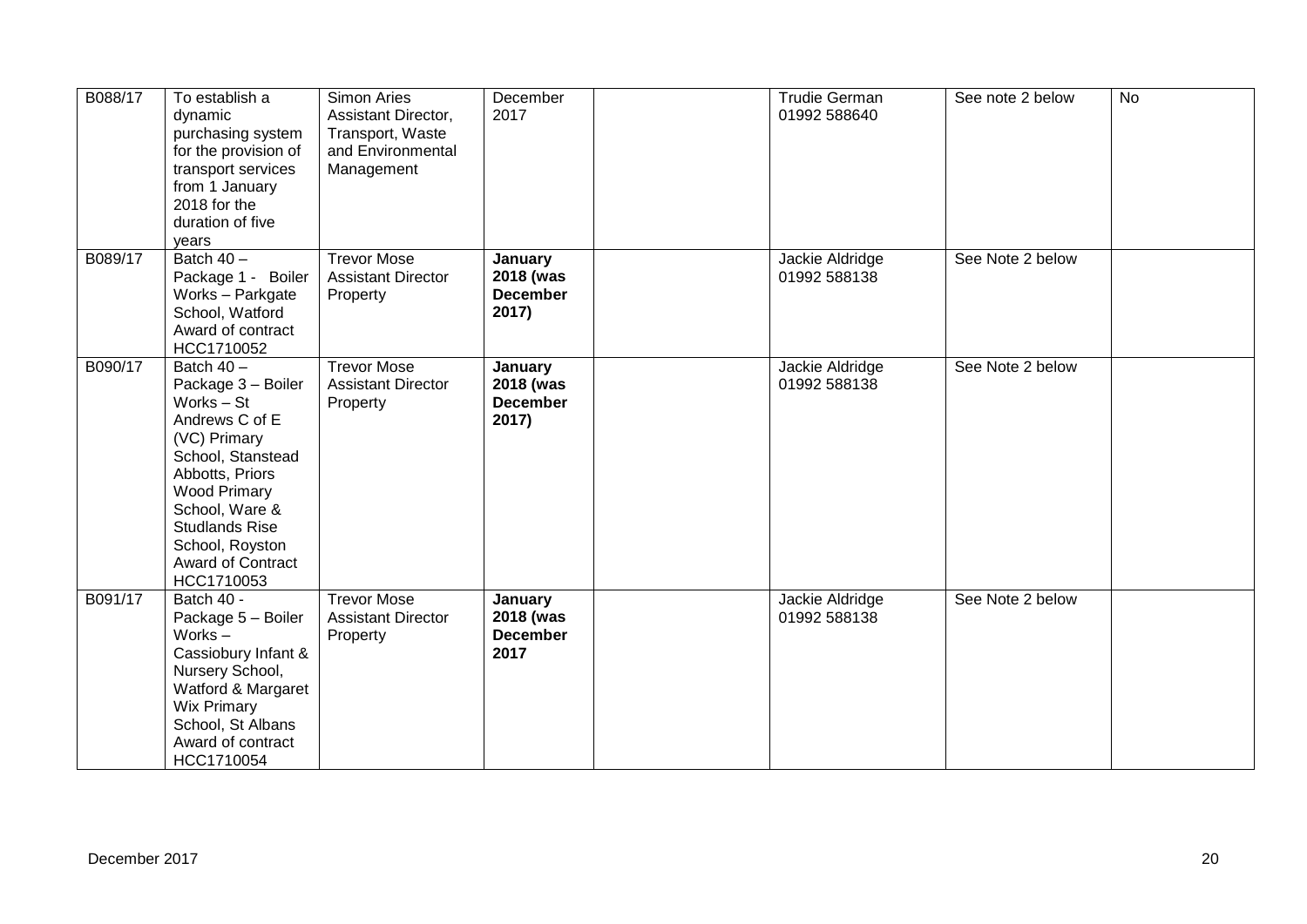| | | | | | | | |
|---|---|---|---|---|---|---|---|
| B088/17 | To establish a dynamic purchasing system for the provision of transport services from 1 January 2018 for the duration of five years | Simon Aries Assistant Director, Transport, Waste and Environmental Management | December 2017 | | Trudie German 01992 588640 | See note 2 below | No |
| B089/17 | Batch 40 – Package 1 - Boiler Works – Parkgate School, Watford Award of contract HCC1710052 | Trevor Mose Assistant Director Property | **January 2018 (was December 2017)** | | Jackie Aldridge 01992 588138 | See Note 2 below | |
| B090/17 | Batch 40 – Package 3 – Boiler Works – St Andrews C of E (VC) Primary School, Stanstead Abbotts, Priors Wood Primary School, Ware & Studlands Rise School, Royston Award of Contract HCC1710053 | Trevor Mose Assistant Director Property | **January 2018 (was December 2017)** | | Jackie Aldridge 01992 588138 | See Note 2 below | |
| B091/17 | Batch 40 - Package 5 – Boiler Works – Cassiobury Infant & Nursery School, Watford & Margaret Wix Primary School, St Albans Award of contract HCC1710054 | Trevor Mose Assistant Director Property | **January 2018 (was December 2017** | | Jackie Aldridge 01992 588138 | See Note 2 below | |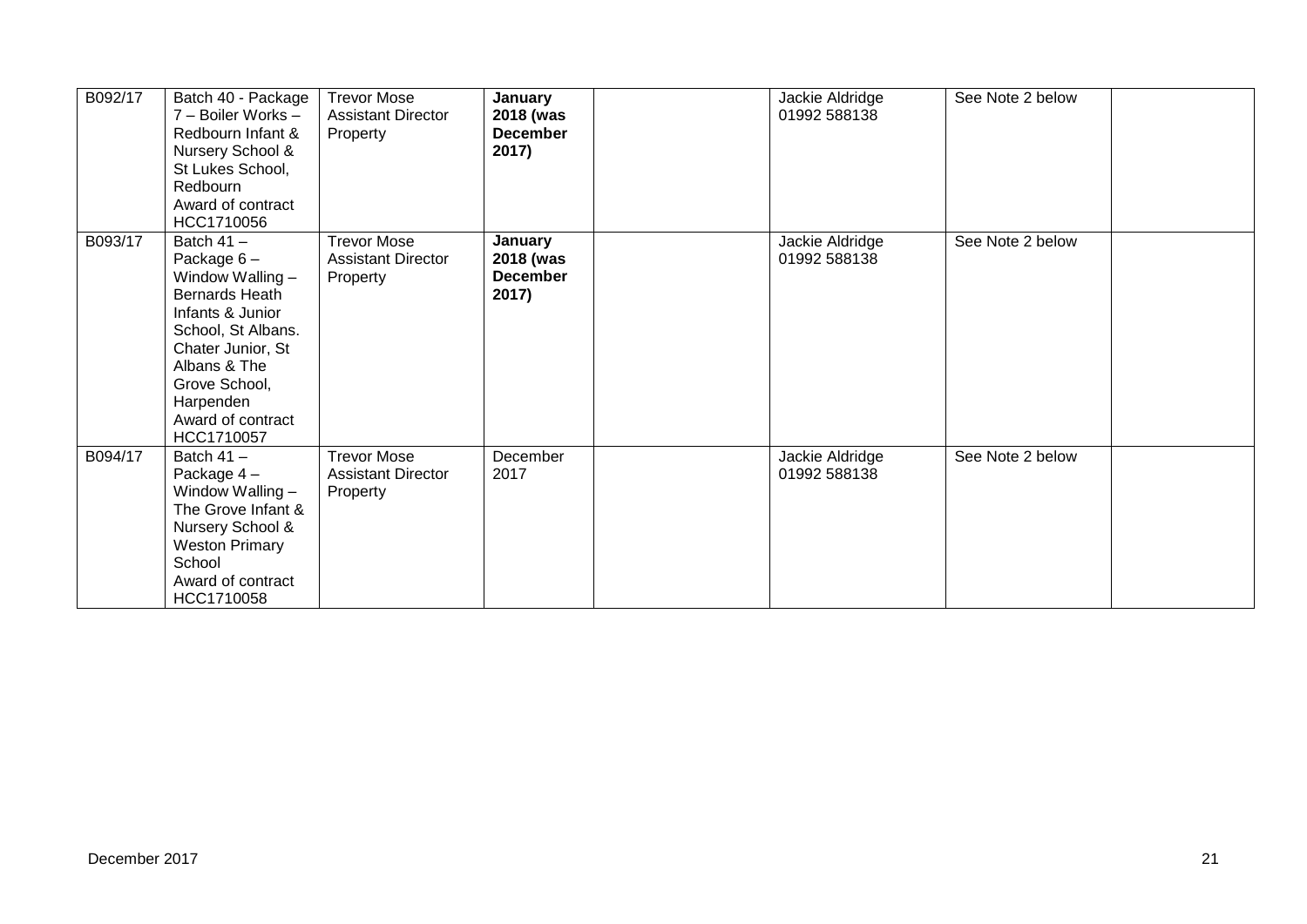| B092/17 | Batch 40 - Package 7 – Boiler Works – Redbourn Infant & Nursery School & St Lukes School, Redbourn Award of contract HCC1710056 | Trevor Mose Assistant Director Property | **January 2018 (was December 2017)** | | Jackie Aldridge 01992 588138 | See Note 2 below | |
|---|---|---|---|---|---|---|---|
| B093/17 | Batch 41 – Package 6 – Window Walling – Bernards Heath Infants & Junior School, St Albans. Chater Junior, St Albans & The Grove School, Harpenden Award of contract HCC1710057 | Trevor Mose Assistant Director Property | **January 2018 (was December 2017)** | | Jackie Aldridge 01992 588138 | See Note 2 below | |
| B094/17 | Batch 41 – Package 4 – Window Walling – The Grove Infant & Nursery School & Weston Primary School Award of contract HCC1710058 | Trevor Mose Assistant Director Property | December 2017 | | Jackie Aldridge 01992 588138 | See Note 2 below | |

December 2017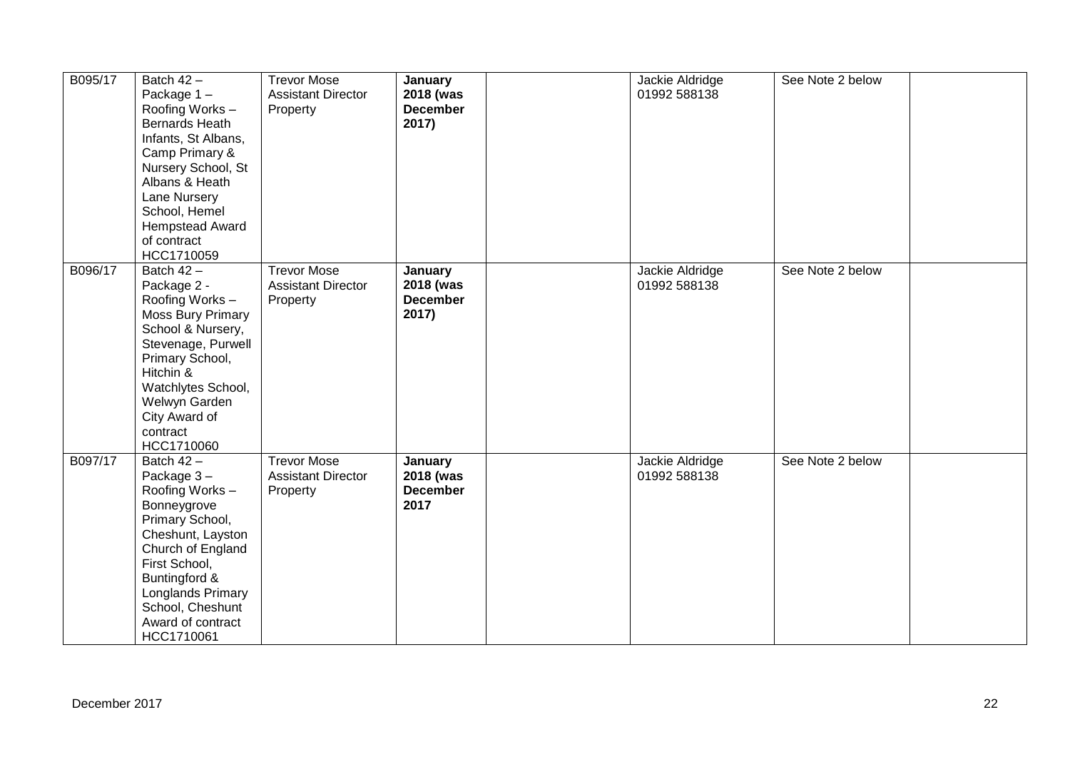| | | | | | | | |
|---|---|---|---|---|---|---|---|
| B095/17 | Batch 42 – Package 1 – Roofing Works – Bernards Heath Infants, St Albans, Camp Primary & Nursery School, St Albans & Heath Lane Nursery School, Hemel Hempstead Award of contract HCC1710059 | Trevor Mose Assistant Director Property | **January 2018 (was December 2017)** | | Jackie Aldridge 01992 588138 | See Note 2 below | |
| B096/17 | Batch 42 – Package 2 - Roofing Works – Moss Bury Primary School & Nursery, Stevenage, Purwell Primary School, Hitchin & Watchlytes School, Welwyn Garden City Award of contract HCC1710060 | Trevor Mose Assistant Director Property | **January 2018 (was December 2017)** | | Jackie Aldridge 01992 588138 | See Note 2 below | |
| B097/17 | Batch 42 – Package 3 – Roofing Works – Bonneygrove Primary School, Cheshunt, Layston Church of England First School, Buntingford & Longlands Primary School, Cheshunt Award of contract HCC1710061 | Trevor Mose Assistant Director Property | **January 2018 (was December 2017** | | Jackie Aldridge 01992 588138 | See Note 2 below | |

December 2017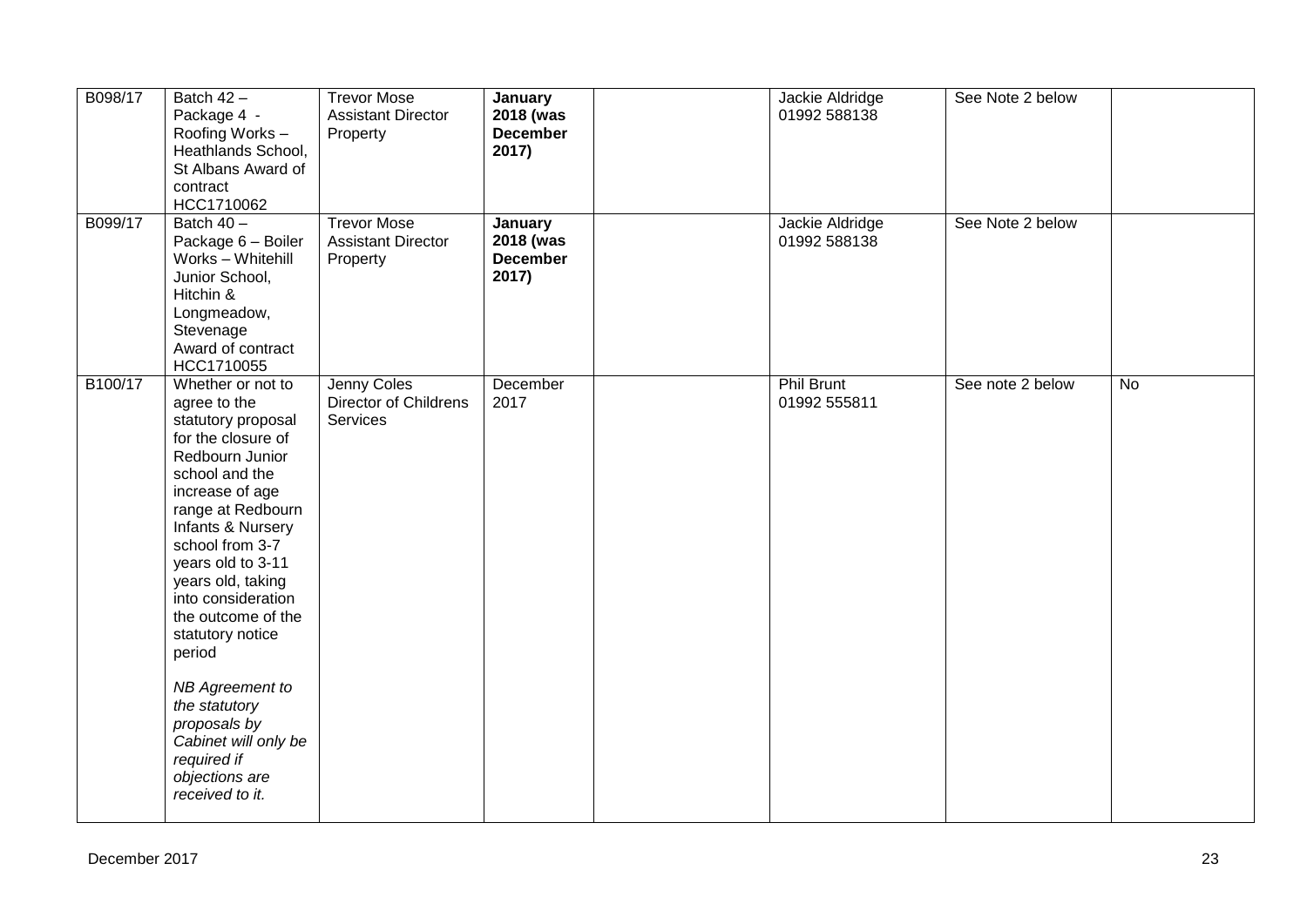| | | | | | | | |
|---|---|---|---|---|---|---|---|
| B098/17 | Batch 42 – Package 4 - Roofing Works – Heathlands School, St Albans Award of contract HCC1710062 | Trevor Mose Assistant Director Property | **January 2018 (was December 2017)** | | Jackie Aldridge 01992 588138 | See Note 2 below | |
| B099/17 | Batch 40 – Package 6 – Boiler Works – Whitehill Junior School, Hitchin & Longmeadow, Stevenage Award of contract HCC1710055 | Trevor Mose Assistant Director Property | **January 2018 (was December 2017)** | | Jackie Aldridge 01992 588138 | See Note 2 below | |
| B100/17 | Whether or not to agree to the statutory proposal for the closure of Redbourn Junior school and the increase of age range at Redbourn Infants & Nursery school from 3-7 years old to 3-11 years old, taking into consideration the outcome of the statutory notice period<br><br>*NB Agreement to the statutory proposals by Cabinet will only be required if objections are received to it.* | Jenny Coles Director of Childrens Services | December 2017 | | Phil Brunt 01992 555811 | See note 2 below | No |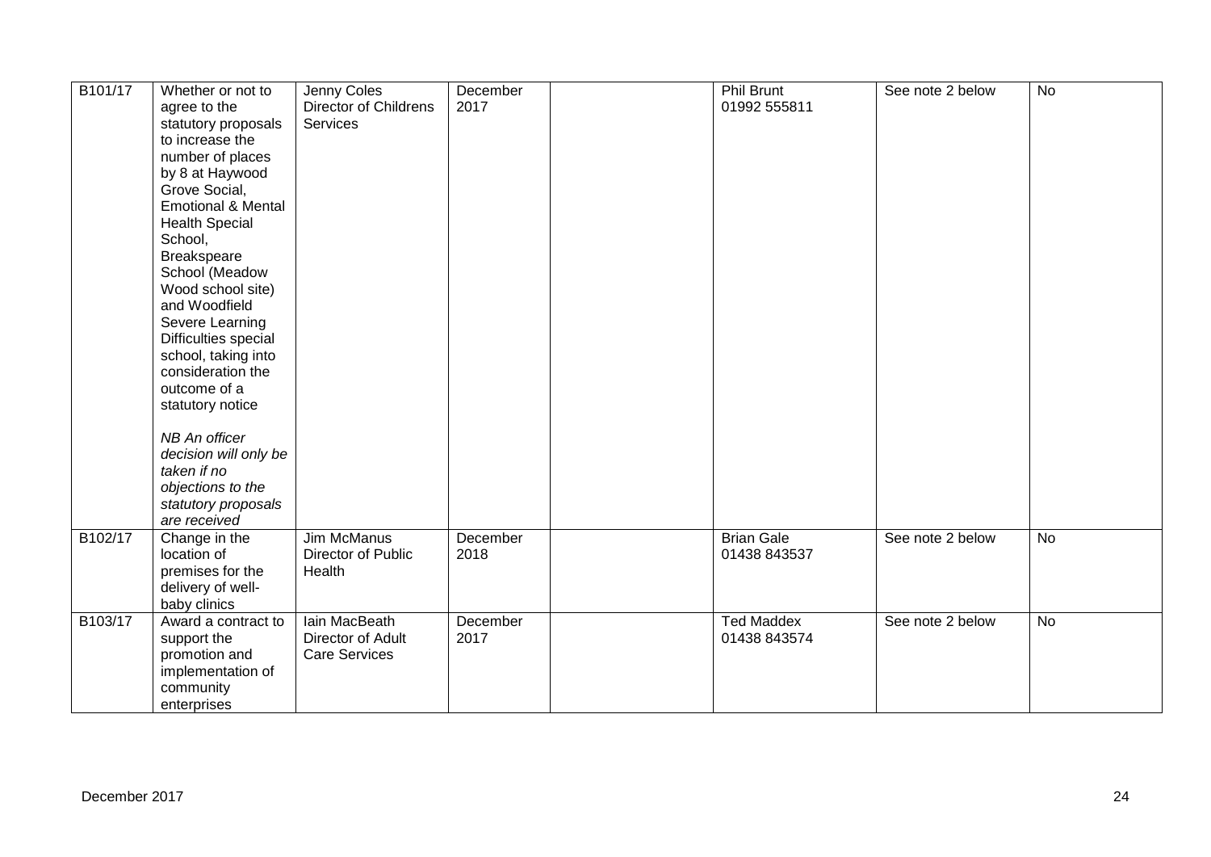| | | | | | | | |
|---|---|---|---|---|---|---|---|
| B101/17 | Whether or not to agree to the statutory proposals to increase the number of places by 8 at Haywood Grove Social, Emotional & Mental Health Special School, Breakspeare School (Meadow Wood school site) and Woodfield Severe Learning Difficulties special school, taking into consideration the outcome of a statutory notice<br><br>*NB An officer decision will only be taken if no objections to the statutory proposals are received* | Jenny Coles<br>Director of Childrens Services | December 2017 | | Phil Brunt<br>01992 555811 | See note 2 below | No |
| B102/17 | Change in the location of premises for the delivery of well-baby clinics | Jim McManus<br>Director of Public Health | December 2018 | | Brian Gale<br>01438 843537 | See note 2 below | No |
| B103/17 | Award a contract to support the promotion and implementation of community enterprises | Iain MacBeath<br>Director of Adult Care Services | December 2017 | | Ted Maddex<br>01438 843574 | See note 2 below | No |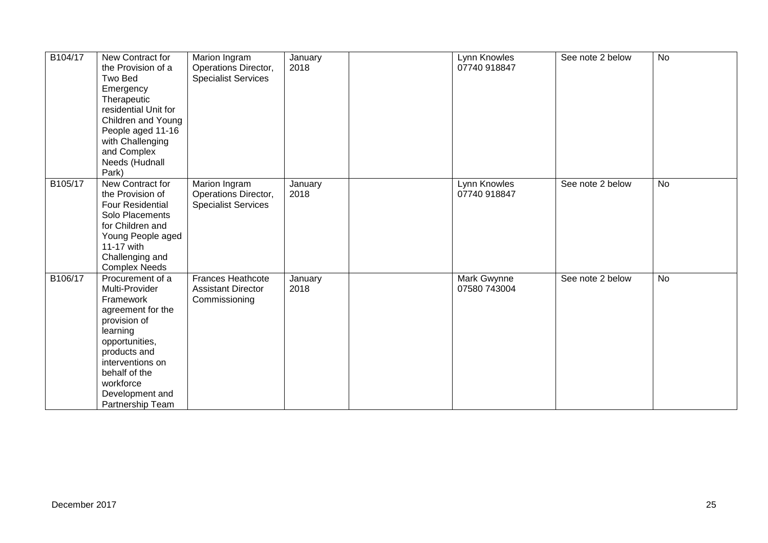| B104/17 | New Contract for the Provision of a Two Bed Emergency Therapeutic residential Unit for Children and Young People aged 11-16 with Challenging and Complex Needs (Hudnall Park) | Marion Ingram Operations Director, Specialist Services | January 2018 | | Lynn Knowles 07740 918847 | See note 2 below | No |
|---|---|---|---|---|---|---|---|
| B105/17 | New Contract for the Provision of Four Residential Solo Placements for Children and Young People aged 11-17 with Challenging and Complex Needs | Marion Ingram Operations Director, Specialist Services | January 2018 | | Lynn Knowles 07740 918847 | See note 2 below | No |
| B106/17 | Procurement of a Multi-Provider Framework agreement for the provision of learning opportunities, products and interventions on behalf of the workforce Development and Partnership Team | Frances Heathcote Assistant Director Commissioning | January 2018 | | Mark Gwynne 07580 743004 | See note 2 below | No |

December 2017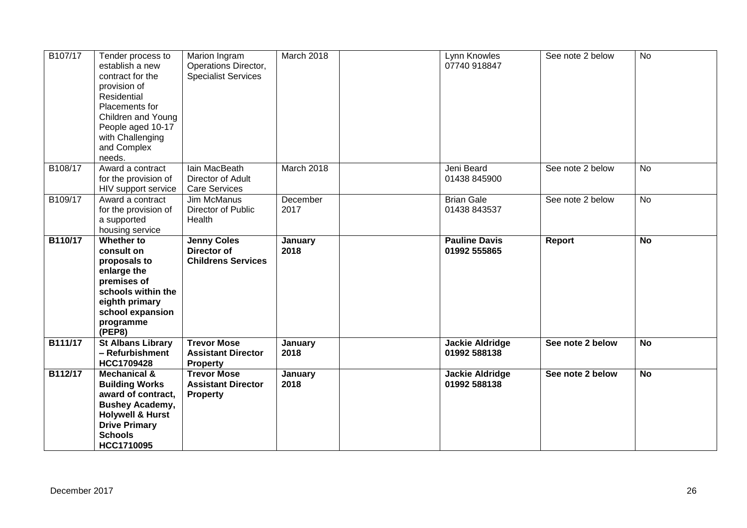| | | | | | | | |
|---|---|---|---|---|---|---|---|
| B107/17 | Tender process to establish a new contract for the provision of Residential Placements for Children and Young People aged 10-17 with Challenging and Complex needs. | Marion Ingram Operations Director, Specialist Services | March 2018 | | Lynn Knowles 07740 918847 | See note 2 below | No |
| B108/17 | Award a contract for the provision of HIV support service | Iain MacBeath Director of Adult Care Services | March 2018 | | Jeni Beard 01438 845900 | See note 2 below | No |
| B109/17 | Award a contract for the provision of a supported housing service | Jim McManus Director of Public Health | December 2017 | | Brian Gale 01438 843537 | See note 2 below | No |
| **B110/17** | **Whether to consult on proposals to enlarge the premises of schools within the eighth primary school expansion programme (PEP8)** | **Jenny Coles Director of Childrens Services** | **January 2018** | | **Pauline Davis 01992 555865** | **Report** | **No** |
| **B111/17** | **St Albans Library – Refurbishment HCC1709428** | **Trevor Mose Assistant Director Property** | **January 2018** | | **Jackie Aldridge 01992 588138** | **See note 2 below** | **No** |
| **B112/17** | **Mechanical & Building Works award of contract, Bushey Academy, Holywell & Hurst Drive Primary Schools HCC1710095** | **Trevor Mose Assistant Director Property** | **January 2018** | | **Jackie Aldridge 01992 588138** | **See note 2 below** | **No** |

December 2017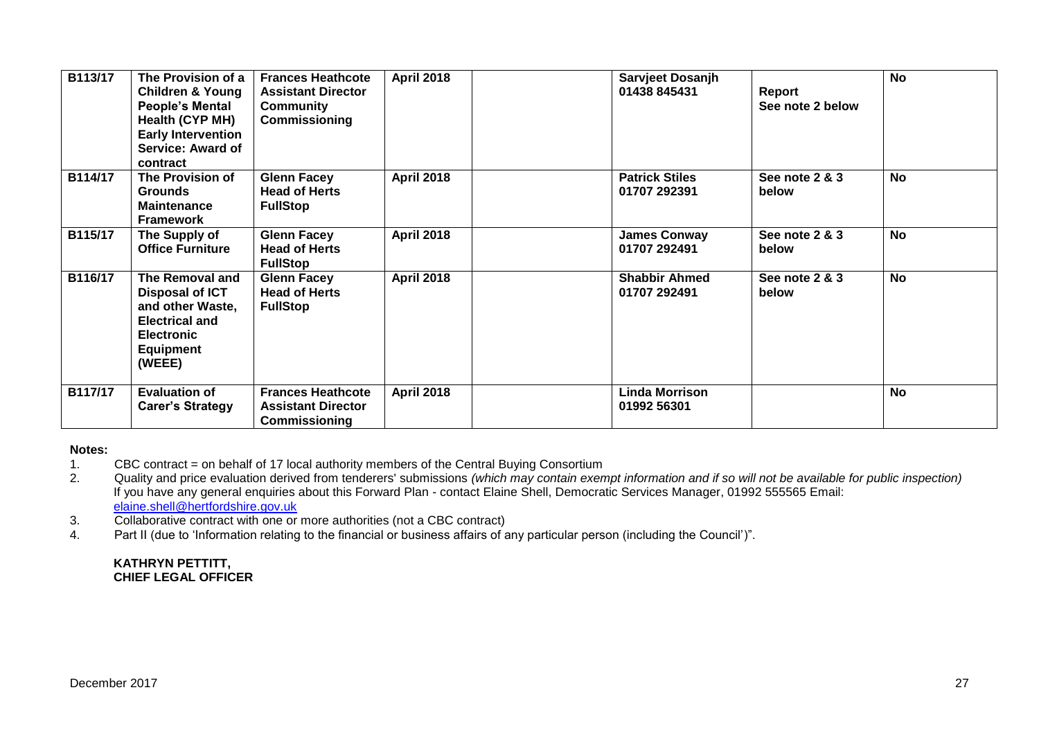| B113/17 | **The Provision of a Children & Young People's Mental Health (CYP MH) Early Intervention Service: Award of contract** | **Frances Heathcote Assistant Director Community Commissioning** | **April 2018** | | **Sarvjeet Dosanjh 01438 845431** | **Report See note 2 below** | **No** |
|---|---|---|---|---|---|---|---|
| **B114/17** | **The Provision of Grounds Maintenance Framework** | **Glenn Facey Head of Herts FullStop** | **April 2018** | | **Patrick Stiles 01707 292391** | **See note 2 & 3 below** | **No** |
| **B115/17** | **The Supply of Office Furniture** | **Glenn Facey Head of Herts FullStop** | **April 2018** | | **James Conway 01707 292491** | **See note 2 & 3 below** | **No** |
| **B116/17** | **The Removal and Disposal of ICT and other Waste, Electrical and Electronic Equipment (WEEE)** | **Glenn Facey Head of Herts FullStop** | **April 2018** | | **Shabbir Ahmed 01707 292491** | **See note 2 & 3 below** | **No** |
| **B117/17** | **Evaluation of Carer's Strategy** | **Frances Heathcote Assistant Director Commissioning** | **April 2018** | | **Linda Morrison 01992 56301** | | **No** |

**Notes:**

1. CBC contract = on behalf of 17 local authority members of the Central Buying Consortium
2. Quality and price evaluation derived from tenderers' submissions *(which may contain exempt information and if so will not be available for public inspection)* If you have any general enquiries about this Forward Plan - contact Elaine Shell, Democratic Services Manager, 01992 555565 Email: elaine.shell@hertfordshire.gov.uk
3. Collaborative contract with one or more authorities (not a CBC contract)
4. Part II (due to 'Information relating to the financial or business affairs of any particular person (including the Council')".

**KATHRYN PETTITT,**
**CHIEF LEGAL OFFICER**

December 2017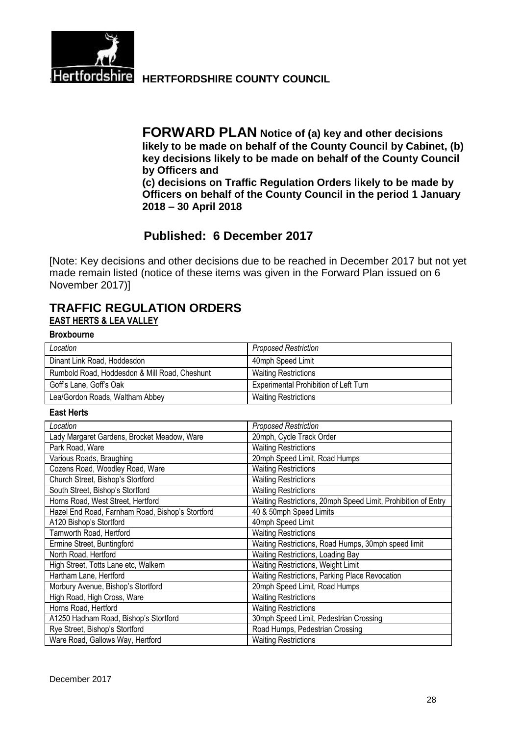**HERTFORDSHIRE COUNTY COUNCIL**

# FORWARD PLAN

**Notice of (a) key and other decisions likely to be made on behalf of the County Council by Cabinet, (b) key decisions likely to be made on behalf of the County Council by Officers and (c) decisions on Traffic Regulation Orders likely to be made by Officers on behalf of the County Council in the period 1 January 2018 – 30 April 2018**

## Published: 6 December 2017

[Note: Key decisions and other decisions due to be reached in December 2017 but not yet made remain listed (notice of these items was given in the Forward Plan issued on 6 November 2017)]

# TRAFFIC REGULATION ORDERS

## EAST HERTS & LEA VALLEY

### Broxbourne

| *Location* | *Proposed Restriction* |
|---|---|
| Dinant Link Road, Hoddesdon | 40mph Speed Limit |
| Rumbold Road, Hoddesdon & Mill Road, Cheshunt | Waiting Restrictions |
| Goff's Lane, Goff's Oak | Experimental Prohibition of Left Turn |
| Lea/Gordon Roads, Waltham Abbey | Waiting Restrictions |

### East Herts

| *Location* | *Proposed Restriction* |
|---|---|
| Lady Margaret Gardens, Brocket Meadow, Ware | 20mph, Cycle Track Order |
| Park Road, Ware | Waiting Restrictions |
| Various Roads, Braughing | 20mph Speed Limit, Road Humps |
| Cozens Road, Woodley Road, Ware | Waiting Restrictions |
| Church Street, Bishop's Stortford | Waiting Restrictions |
| South Street, Bishop's Stortford | Waiting Restrictions |
| Horns Road, West Street, Hertford | Waiting Restrictions, 20mph Speed Limit, Prohibition of Entry |
| Hazel End Road, Farnham Road, Bishop's Stortford | 40 & 50mph Speed Limits |
| A120 Bishop's Stortford | 40mph Speed Limit |
| Tamworth Road, Hertford | Waiting Restrictions |
| Ermine Street, Buntingford | Waiting Restrictions, Road Humps, 30mph speed limit |
| North Road, Hertford | Waiting Restrictions, Loading Bay |
| High Street, Totts Lane etc, Walkern | Waiting Restrictions, Weight Limit |
| Hartham Lane, Hertford | Waiting Restrictions, Parking Place Revocation |
| Morbury Avenue, Bishop's Stortford | 20mph Speed Limit, Road Humps |
| High Road, High Cross, Ware | Waiting Restrictions |
| Horns Road, Hertford | Waiting Restrictions |
| A1250 Hadham Road, Bishop's Stortford | 30mph Speed Limit, Pedestrian Crossing |
| Rye Street, Bishop's Stortford | Road Humps, Pedestrian Crossing |
| Ware Road, Gallows Way, Hertford | Waiting Restrictions |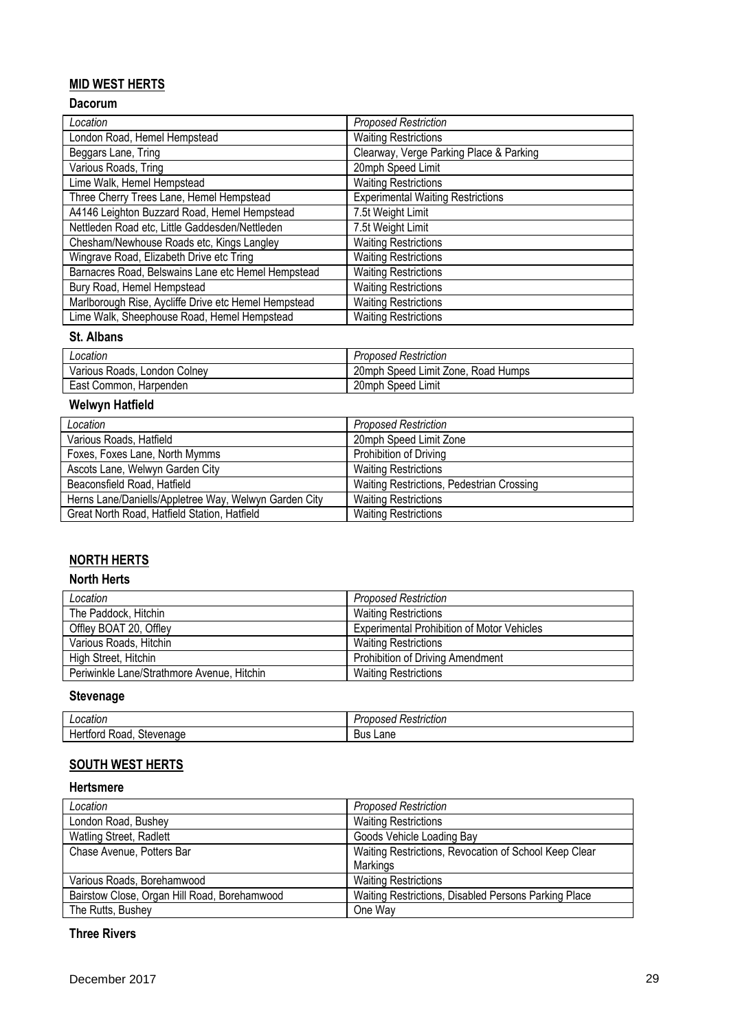## **MID WEST HERTS**

### Dacorum

| *Location* | *Proposed Restriction* |
|---|---|
| London Road, Hemel Hempstead | Waiting Restrictions |
| Beggars Lane, Tring | Clearway, Verge Parking Place & Parking |
| Various Roads, Tring | 20mph Speed Limit |
| Lime Walk, Hemel Hempstead | Waiting Restrictions |
| Three Cherry Trees Lane, Hemel Hempstead | Experimental Waiting Restrictions |
| A4146 Leighton Buzzard Road, Hemel Hempstead | 7.5t Weight Limit |
| Nettleden Road etc, Little Gaddesden/Nettleden | 7.5t Weight Limit |
| Chesham/Newhouse Roads etc, Kings Langley | Waiting Restrictions |
| Wingrave Road, Elizabeth Drive etc Tring | Waiting Restrictions |
| Barnacres Road, Belswains Lane etc Hemel Hempstead | Waiting Restrictions |
| Bury Road, Hemel Hempstead | Waiting Restrictions |
| Marlborough Rise, Aycliffe Drive etc Hemel Hempstead | Waiting Restrictions |
| Lime Walk, Sheephouse Road, Hemel Hempstead | Waiting Restrictions |

### St. Albans

| *Location* | *Proposed Restriction* |
|---|---|
| Various Roads, London Colney | 20mph Speed Limit Zone, Road Humps |
| East Common, Harpenden | 20mph Speed Limit |

### Welwyn Hatfield

| *Location* | *Proposed Restriction* |
|---|---|
| Various Roads, Hatfield | 20mph Speed Limit Zone |
| Foxes, Foxes Lane, North Mymms | Prohibition of Driving |
| Ascots Lane, Welwyn Garden City | Waiting Restrictions |
| Beaconsfield Road, Hatfield | Waiting Restrictions, Pedestrian Crossing |
| Herns Lane/Daniells/Appletree Way, Welwyn Garden City | Waiting Restrictions |
| Great North Road, Hatfield Station, Hatfield | Waiting Restrictions |

## **NORTH HERTS**

### North Herts

| *Location* | *Proposed Restriction* |
|---|---|
| The Paddock, Hitchin | Waiting Restrictions |
| Offley BOAT 20, Offley | Experimental Prohibition of Motor Vehicles |
| Various Roads, Hitchin | Waiting Restrictions |
| High Street, Hitchin | Prohibition of Driving Amendment |
| Periwinkle Lane/Strathmore Avenue, Hitchin | Waiting Restrictions |

### Stevenage

| *Location* | *Proposed Restriction* |
|---|---|
| Hertford Road, Stevenage | Bus Lane |

## **SOUTH WEST HERTS**

### Hertsmere

| *Location* | *Proposed Restriction* |
|---|---|
| London Road, Bushey | Waiting Restrictions |
| Watling Street, Radlett | Goods Vehicle Loading Bay |
| Chase Avenue, Potters Bar | Waiting Restrictions, Revocation of School Keep Clear Markings |
| Various Roads, Borehamwood | Waiting Restrictions |
| Bairstow Close, Organ Hill Road, Borehamwood | Waiting Restrictions, Disabled Persons Parking Place |
| The Rutts, Bushey | One Way |

### Three Rivers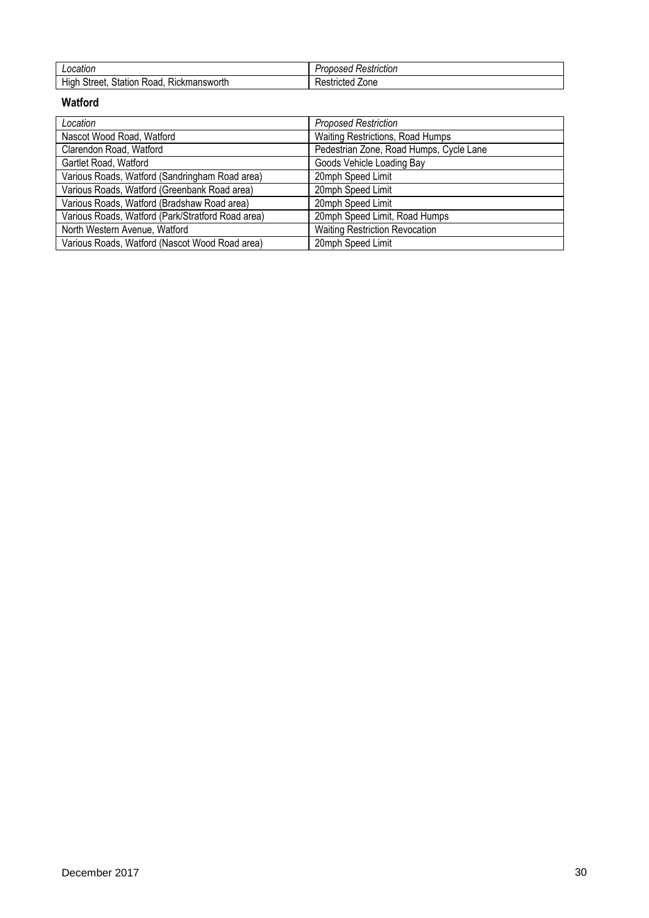| *Location* | *Proposed Restriction* |
| --- | --- |
| High Street, Station Road, Rickmansworth | Restricted Zone |

**Watford**

| *Location* | *Proposed Restriction* |
| --- | --- |
| Nascot Wood Road, Watford | Waiting Restrictions, Road Humps |
| Clarendon Road, Watford | Pedestrian Zone, Road Humps, Cycle Lane |
| Gartlet Road, Watford | Goods Vehicle Loading Bay |
| Various Roads, Watford (Sandringham Road area) | 20mph Speed Limit |
| Various Roads, Watford (Greenbank Road area) | 20mph Speed Limit |
| Various Roads, Watford (Bradshaw Road area) | 20mph Speed Limit |
| Various Roads, Watford (Park/Stratford Road area) | 20mph Speed Limit, Road Humps |
| North Western Avenue, Watford | Waiting Restriction Revocation |
| Various Roads, Watford (Nascot Wood Road area) | 20mph Speed Limit |

December 2017